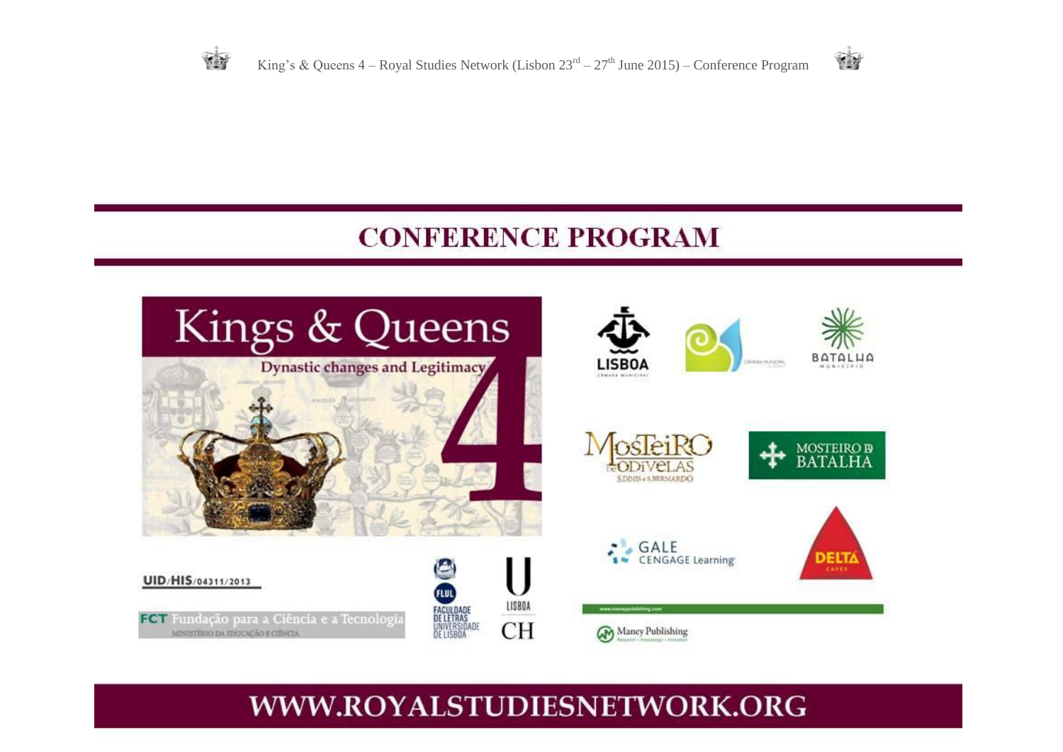# CONFERENCE PROGRAM

Kings & Queens

Dynastic changes and Legitimacy

4

UID/HIS/04311/2013

FCT Fundação para a Ciência e a Tecnologia

MINISTÉRIO DA EDUCAÇÃO E CIÊNCIA

FLUL FACULDADE DE LETRAS UNIVERSIDADE DE LISBOA

U LISBOA

CH

LISBOA

BATALHA

MOSTEIRO DE ODIVELAS

S.DINIS e S.BERNARDO

MOSTEIRO DA BATALHA

GALE CENGAGE Learning

DELTA

Maney Publishing

## WWW.ROYALSTUDIESNETWORK.ORG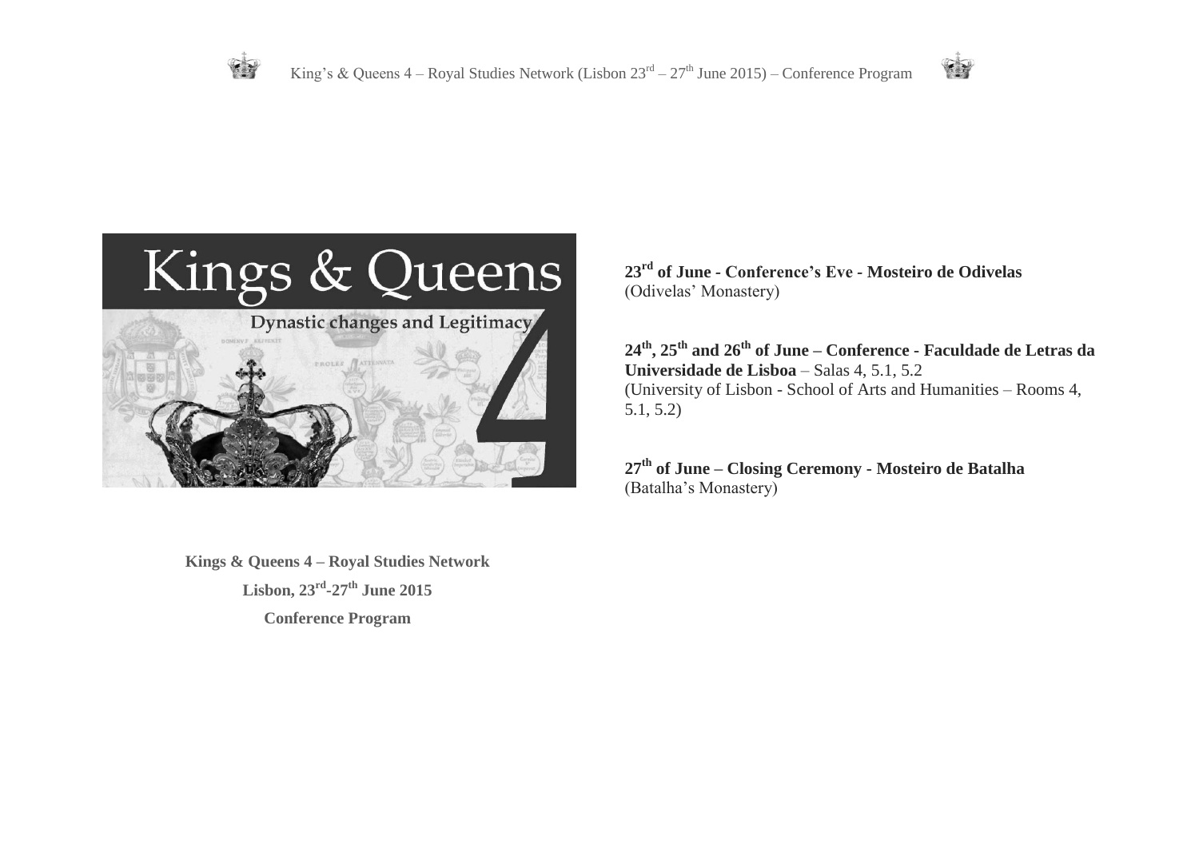**23rd of June - Conference's Eve - Mosteiro de Odivelas**
(Odivelas' Monastery)

**24th, 25th and 26th of June – Conference - Faculdade de Letras da Universidade de Lisboa** – Salas 4, 5.1, 5.2
(University of Lisbon - School of Arts and Humanities – Rooms 4, 5.1, 5.2)

**27th of June – Closing Ceremony - Mosteiro de Batalha**
(Batalha's Monastery)

**Kings & Queens 4 – Royal Studies Network**

**Lisbon, 23rd-27th June 2015**

**Conference Program**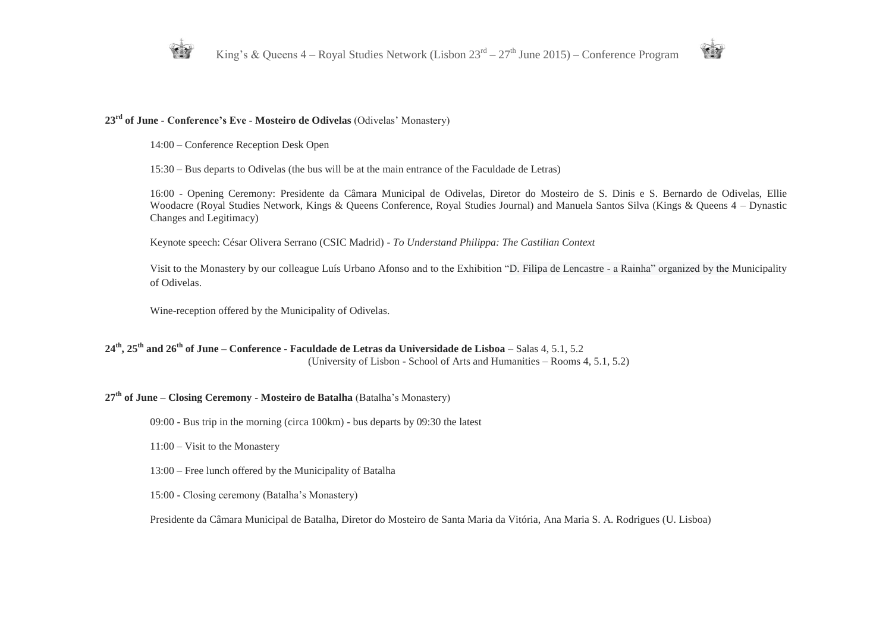**23rd of June - Conference's Eve - Mosteiro de Odivelas** (Odivelas' Monastery)

14:00 – Conference Reception Desk Open

15:30 – Bus departs to Odivelas (the bus will be at the main entrance of the Faculdade de Letras)

16:00 - Opening Ceremony: Presidente da Câmara Municipal de Odivelas, Diretor do Mosteiro de S. Dinis e S. Bernardo de Odivelas, Ellie Woodacre (Royal Studies Network, Kings & Queens Conference, Royal Studies Journal) and Manuela Santos Silva (Kings & Queens 4 – Dynastic Changes and Legitimacy)

Keynote speech: César Olivera Serrano (CSIC Madrid) - *To Understand Philippa: The Castilian Context*

Visit to the Monastery by our colleague Luís Urbano Afonso and to the Exhibition "D. Filipa de Lencastre - a Rainha" organized by the Municipality of Odivelas.

Wine-reception offered by the Municipality of Odivelas.

**24th, 25th and 26th of June – Conference - Faculdade de Letras da Universidade de Lisboa** – Salas 4, 5.1, 5.2
(University of Lisbon - School of Arts and Humanities – Rooms 4, 5.1, 5.2)

**27th of June – Closing Ceremony - Mosteiro de Batalha** (Batalha's Monastery)

09:00 - Bus trip in the morning (circa 100km) - bus departs by 09:30 the latest

11:00 – Visit to the Monastery

13:00 – Free lunch offered by the Municipality of Batalha

15:00 - Closing ceremony (Batalha's Monastery)

Presidente da Câmara Municipal de Batalha, Diretor do Mosteiro de Santa Maria da Vitória, Ana Maria S. A. Rodrigues (U. Lisboa)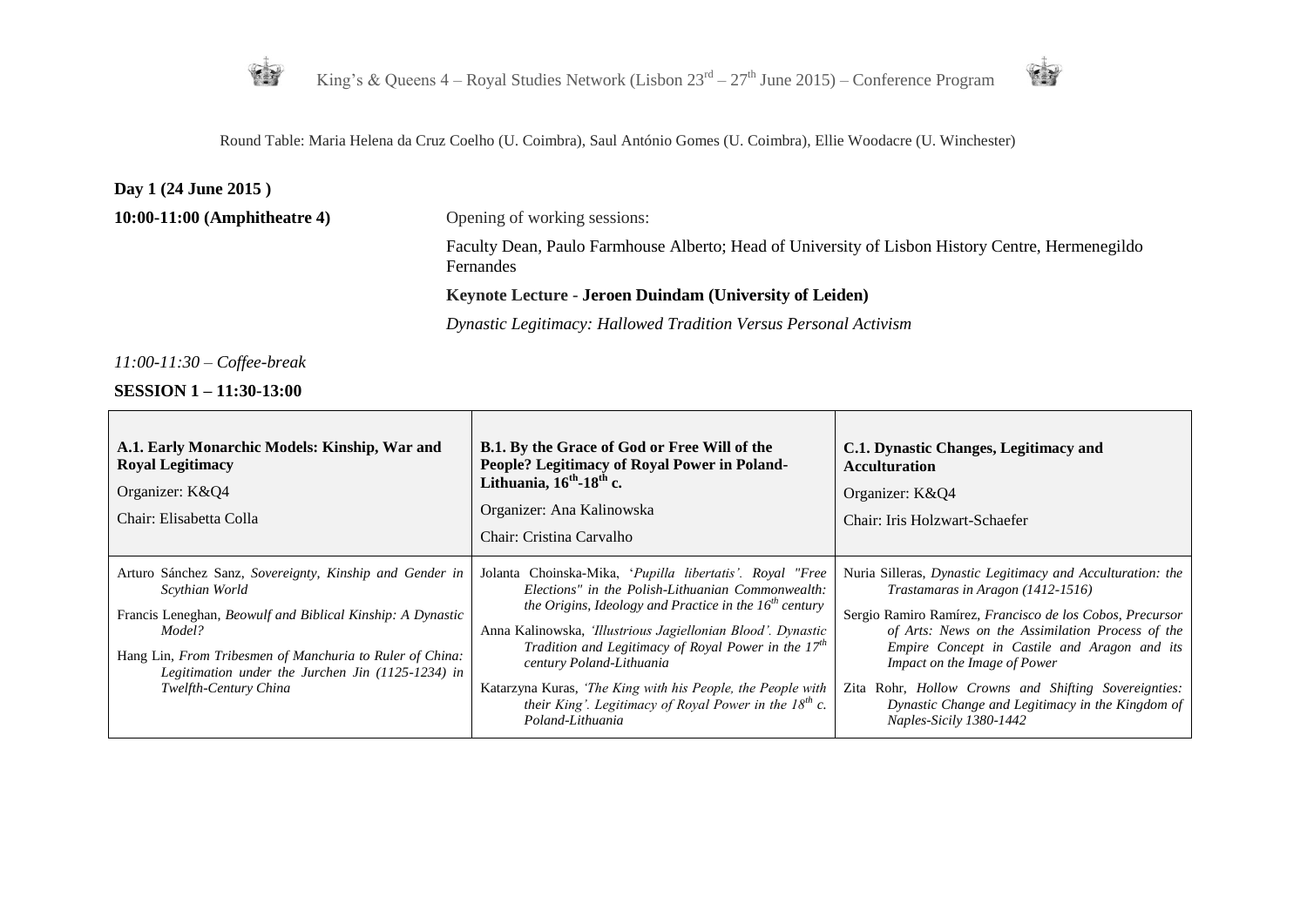Round Table: Maria Helena da Cruz Coelho (U. Coimbra), Saul António Gomes (U. Coimbra), Ellie Woodacre (U. Winchester)

## Day 1 (24 June 2015 )

**10:00-11:00 (Amphitheatre 4)**

Opening of working sessions:

Faculty Dean, Paulo Farmhouse Alberto; Head of University of Lisbon History Centre, Hermenegildo Fernandes

**Keynote Lecture - Jeroen Duindam (University of Leiden)**

*Dynastic Legitimacy: Hallowed Tradition Versus Personal Activism*

*11:00-11:30 – Coffee-break*

**SESSION 1 – 11:30-13:00**

| **A.1. Early Monarchic Models: Kinship, War and Royal Legitimacy**<br>Organizer: K&Q4<br>Chair: Elisabetta Colla | **B.1. By the Grace of God or Free Will of the People? Legitimacy of Royal Power in Poland-Lithuania, 16th-18th c.**<br>Organizer: Ana Kalinowska<br>Chair: Cristina Carvalho | **C.1. Dynastic Changes, Legitimacy and Acculturation**<br>Organizer: K&Q4<br>Chair: Iris Holzwart-Schaefer |
|---|---|---|
| Arturo Sánchez Sanz, *Sovereignty, Kinship and Gender in Scythian World*<br>Francis Leneghan, *Beowulf and Biblical Kinship: A Dynastic Model?*<br>Hang Lin, *From Tribesmen of Manchuria to Ruler of China: Legitimation under the Jurchen Jin (1125-1234) in Twelfth-Century China* | Jolanta Choinska-Mika, '*Pupilla libertatis*'*. Royal "Free Elections" in the Polish-Lithuanian Commonwealth: the Origins, Ideology and Practice in the 16th century*<br>Anna Kalinowska, *'Illustrious Jagiellonian Blood'. Dynastic Tradition and Legitimacy of Royal Power in the 17th century Poland-Lithuania*<br>Katarzyna Kuras, *'The King with his People, the People with their King'. Legitimacy of Royal Power in the 18th c. Poland-Lithuania* | Nuria Silleras, *Dynastic Legitimacy and Acculturation: the Trastamaras in Aragon (1412-1516)*<br>Sergio Ramiro Ramírez, *Francisco de los Cobos, Precursor of Arts: News on the Assimilation Process of the Empire Concept in Castile and Aragon and its Impact on the Image of Power*<br>Zita Rohr, *Hollow Crowns and Shifting Sovereignties: Dynastic Change and Legitimacy in the Kingdom of Naples-Sicily 1380-1442* |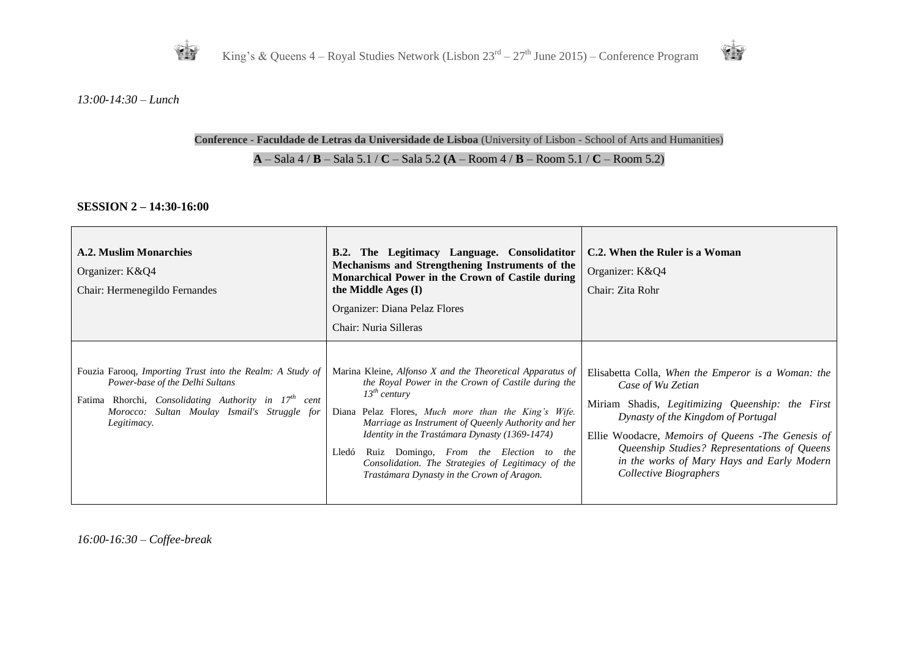*13:00-14:30 – Lunch*

**Conference - Faculdade de Letras da Universidade de Lisboa** (University of Lisbon - School of Arts and Humanities)

**A** – Sala 4 / **B** – Sala 5.1 / **C** – Sala 5.2 **(A** – Room 4 / **B** – Room 5.1 / **C** – Room 5.2)

**SESSION 2 – 14:30-16:00**

| **A.2. Muslim Monarchies**<br>Organizer: K&Q4<br>Chair: Hermenegildo Fernandes | **B.2. The Legitimacy Language. Consolidatitor Mechanisms and Strengthening Instruments of the Monarchical Power in the Crown of Castile during the Middle Ages (I)**<br>Organizer: Diana Pelaz Flores<br>Chair: Nuria Silleras | **C.2. When the Ruler is a Woman**<br>Organizer: K&Q4<br>Chair: Zita Rohr |
|---|---|---|
| Fouzia Farooq, *Importing Trust into the Realm: A Study of Power-base of the Delhi Sultans*<br>Fatima Rhorchi, *Consolidating Authority in 17th cent Morocco: Sultan Moulay Ismail's Struggle for Legitimacy.* | Marina Kleine, *Alfonso X and the Theoretical Apparatus of the Royal Power in the Crown of Castile during the 13th century*<br>Diana Pelaz Flores, *Much more than the King's Wife. Marriage as Instrument of Queenly Authority and her Identity in the Trastámara Dynasty (1369-1474)*<br>Lledó Ruiz Domingo, *From the Election to the Consolidation. The Strategies of Legitimacy of the Trastámara Dynasty in the Crown of Aragon.* | Elisabetta Colla, *When the Emperor is a Woman: the Case of Wu Zetian*<br>Miriam Shadis, *Legitimizing Queenship: the First Dynasty of the Kingdom of Portugal*<br>Ellie Woodacre, *Memoirs of Queens -The Genesis of Queenship Studies? Representations of Queens in the works of Mary Hays and Early Modern Collective Biographers* |

*16:00-16:30 – Coffee-break*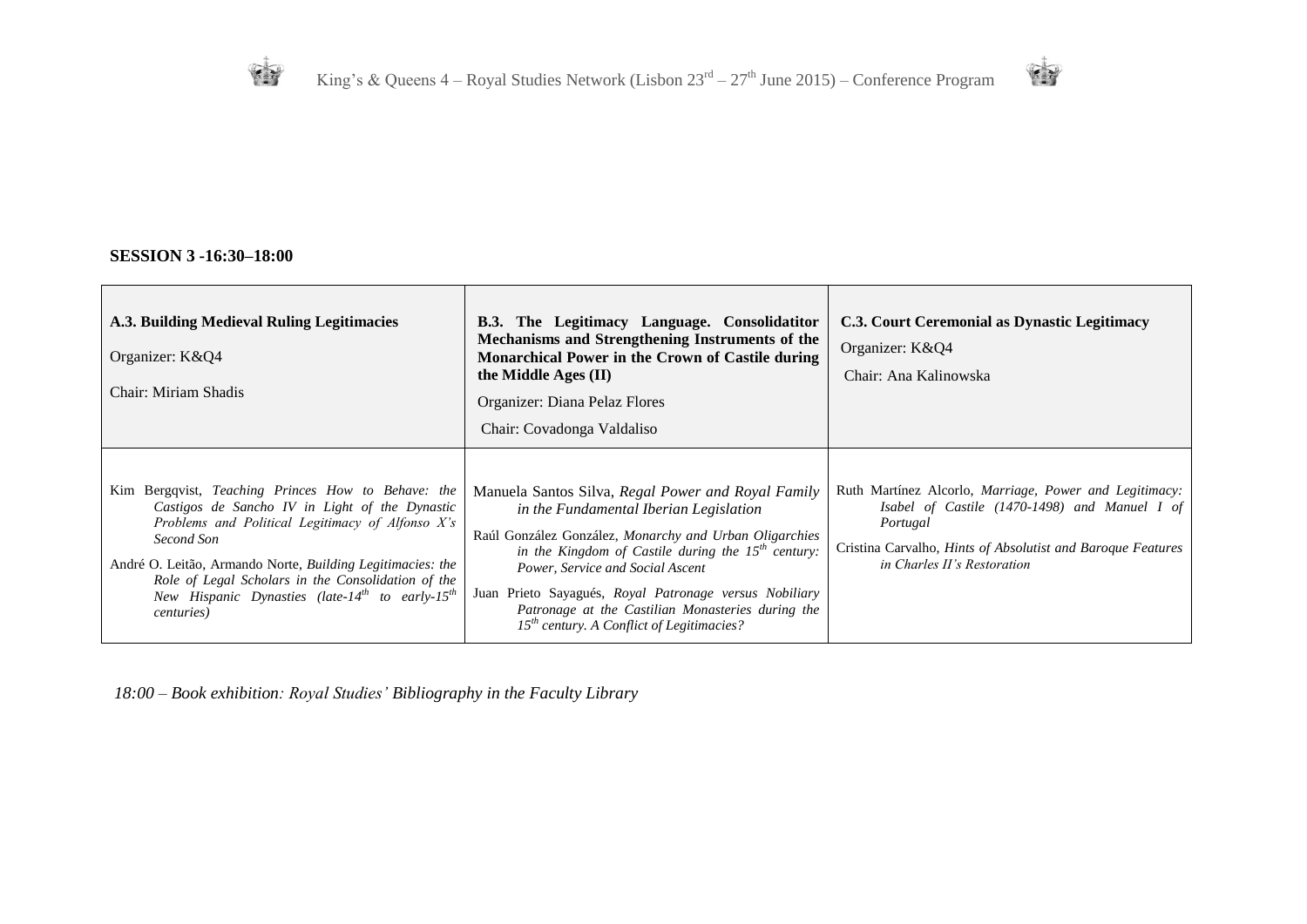**SESSION 3 -16:30–18:00**

| **A.3. Building Medieval Ruling Legitimacies**<br><br>Organizer: K&Q4<br><br>Chair: Miriam Shadis | **B.3. The Legitimacy Language. Consolidatitor Mechanisms and Strengthening Instruments of the Monarchical Power in the Crown of Castile during the Middle Ages (II)**<br><br>Organizer: Diana Pelaz Flores<br><br>Chair: Covadonga Valdaliso | **C.3. Court Ceremonial as Dynastic Legitimacy**<br><br>Organizer: K&Q4<br><br>Chair: Ana Kalinowska |
|---|---|---|
| Kim Bergqvist, *Teaching Princes How to Behave: the Castigos de Sancho IV in Light of the Dynastic Problems and Political Legitimacy of Alfonso X's Second Son*<br><br>André O. Leitão, Armando Norte, *Building Legitimacies: the Role of Legal Scholars in the Consolidation of the New Hispanic Dynasties (late-14th to early-15th centuries)* | Manuela Santos Silva, *Regal Power and Royal Family in the Fundamental Iberian Legislation*<br><br>Raúl González González, *Monarchy and Urban Oligarchies in the Kingdom of Castile during the 15th century: Power, Service and Social Ascent*<br><br>Juan Prieto Sayagués, *Royal Patronage versus Nobiliary Patronage at the Castilian Monasteries during the 15th century. A Conflict of Legitimacies?* | Ruth Martínez Alcorlo, *Marriage, Power and Legitimacy: Isabel of Castile (1470-1498) and Manuel I of Portugal*<br><br>Cristina Carvalho, *Hints of Absolutist and Baroque Features in Charles II's Restoration* |

*18:00 – Book exhibition: Royal Studies' Bibliography in the Faculty Library*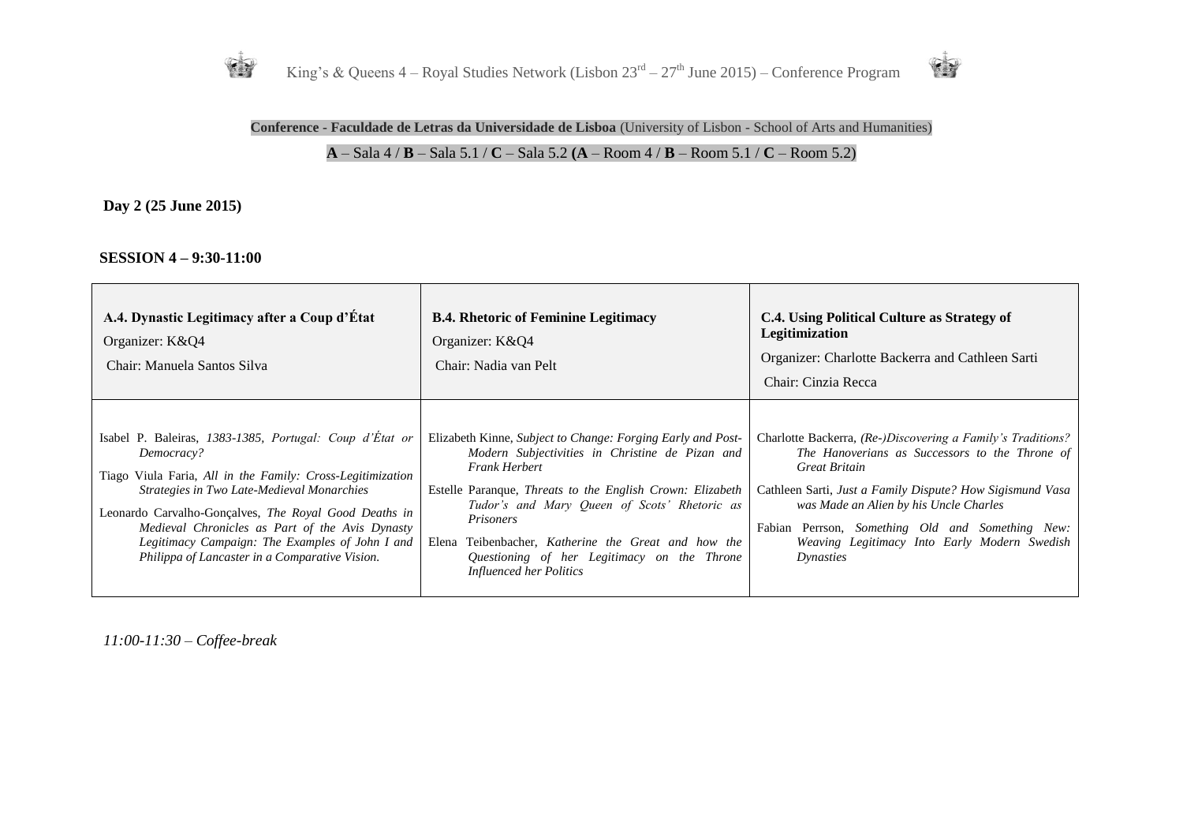**Conference - Faculdade de Letras da Universidade de Lisboa** (University of Lisbon - School of Arts and Humanities)

**A** – Sala 4 / **B** – Sala 5.1 / **C** – Sala 5.2 **(A** – Room 4 / **B** – Room 5.1 / **C** – Room 5.2)

**Day 2 (25 June 2015)**

**SESSION 4 – 9:30-11:00**

| **A.4. Dynastic Legitimacy after a Coup d'État**<br>Organizer: K&Q4<br>Chair: Manuela Santos Silva | **B.4. Rhetoric of Feminine Legitimacy**<br>Organizer: K&Q4<br>Chair: Nadia van Pelt | **C.4. Using Political Culture as Strategy of Legitimization**<br>Organizer: Charlotte Backerra and Cathleen Sarti<br>Chair: Cinzia Recca |
| --- | --- | --- |
| Isabel P. Baleiras, *1383-1385, Portugal: Coup d'État or Democracy?*<br>Tiago Viula Faria, *All in the Family: Cross-Legitimization Strategies in Two Late-Medieval Monarchies*<br>Leonardo Carvalho-Gonçalves, *The Royal Good Deaths in Medieval Chronicles as Part of the Avis Dynasty Legitimacy Campaign: The Examples of John I and Philippa of Lancaster in a Comparative Vision.* | Elizabeth Kinne, *Subject to Change: Forging Early and Post-Modern Subjectivities in Christine de Pizan and Frank Herbert*<br>Estelle Paranque, *Threats to the English Crown: Elizabeth Tudor's and Mary Queen of Scots' Rhetoric as Prisoners*<br>Elena Teibenbacher, *Katherine the Great and how the Questioning of her Legitimacy on the Throne Influenced her Politics* | Charlotte Backerra, *(Re-)Discovering a Family's Traditions? The Hanoverians as Successors to the Throne of Great Britain*<br>Cathleen Sarti, *Just a Family Dispute? How Sigismund Vasa was Made an Alien by his Uncle Charles*<br>Fabian Perrson, *Something Old and Something New: Weaving Legitimacy Into Early Modern Swedish Dynasties* |

*11:00-11:30 – Coffee-break*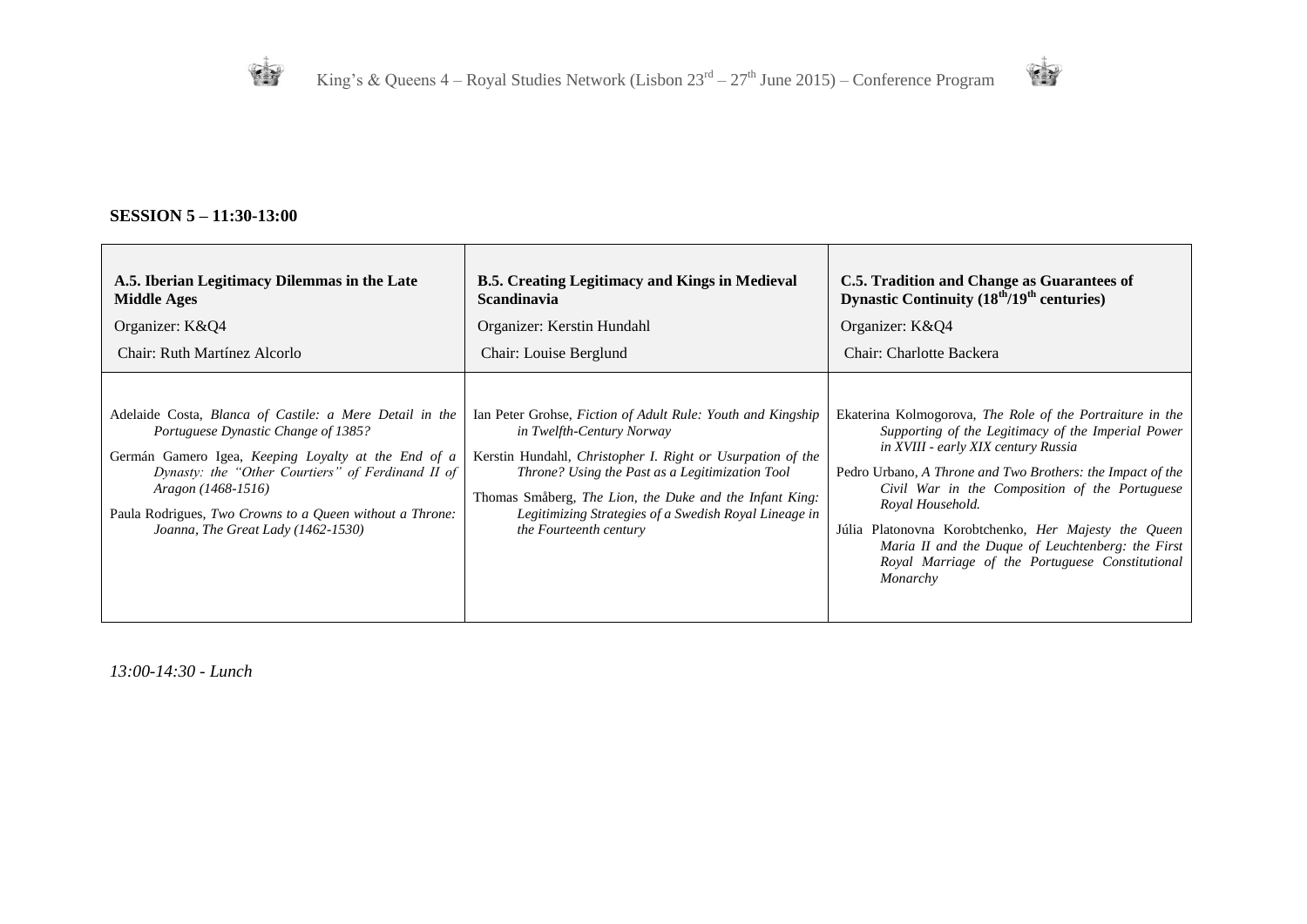**SESSION 5 – 11:30-13:00**

| **A.5. Iberian Legitimacy Dilemmas in the Late Middle Ages**<br>Organizer: K&Q4<br>Chair: Ruth Martínez Alcorlo | **B.5. Creating Legitimacy and Kings in Medieval Scandinavia**<br>Organizer: Kerstin Hundahl<br>Chair: Louise Berglund | **C.5. Tradition and Change as Guarantees of Dynastic Continuity (18th/19th centuries)**<br>Organizer: K&Q4<br>Chair: Charlotte Backera |
|---|---|---|
| Adelaide Costa, *Blanca of Castile: a Mere Detail in the Portuguese Dynastic Change of 1385?*<br>Germán Gamero Igea, *Keeping Loyalty at the End of a Dynasty: the "Other Courtiers" of Ferdinand II of Aragon (1468-1516)*<br>Paula Rodrigues, *Two Crowns to a Queen without a Throne: Joanna, The Great Lady (1462-1530)* | Ian Peter Grohse, *Fiction of Adult Rule: Youth and Kingship in Twelfth-Century Norway*<br>Kerstin Hundahl, *Christopher I. Right or Usurpation of the Throne? Using the Past as a Legitimization Tool*<br>Thomas Småberg, *The Lion, the Duke and the Infant King: Legitimizing Strategies of a Swedish Royal Lineage in the Fourteenth century* | Ekaterina Kolmogorova, *The Role of the Portraiture in the Supporting of the Legitimacy of the Imperial Power in XVIII - early XIX century Russia*<br>Pedro Urbano, *A Throne and Two Brothers: the Impact of the Civil War in the Composition of the Portuguese Royal Household.*<br>Júlia Platonovna Korobtchenko, *Her Majesty the Queen Maria II and the Duque of Leuchtenberg: the First Royal Marriage of the Portuguese Constitutional Monarchy* |

*13:00-14:30 - Lunch*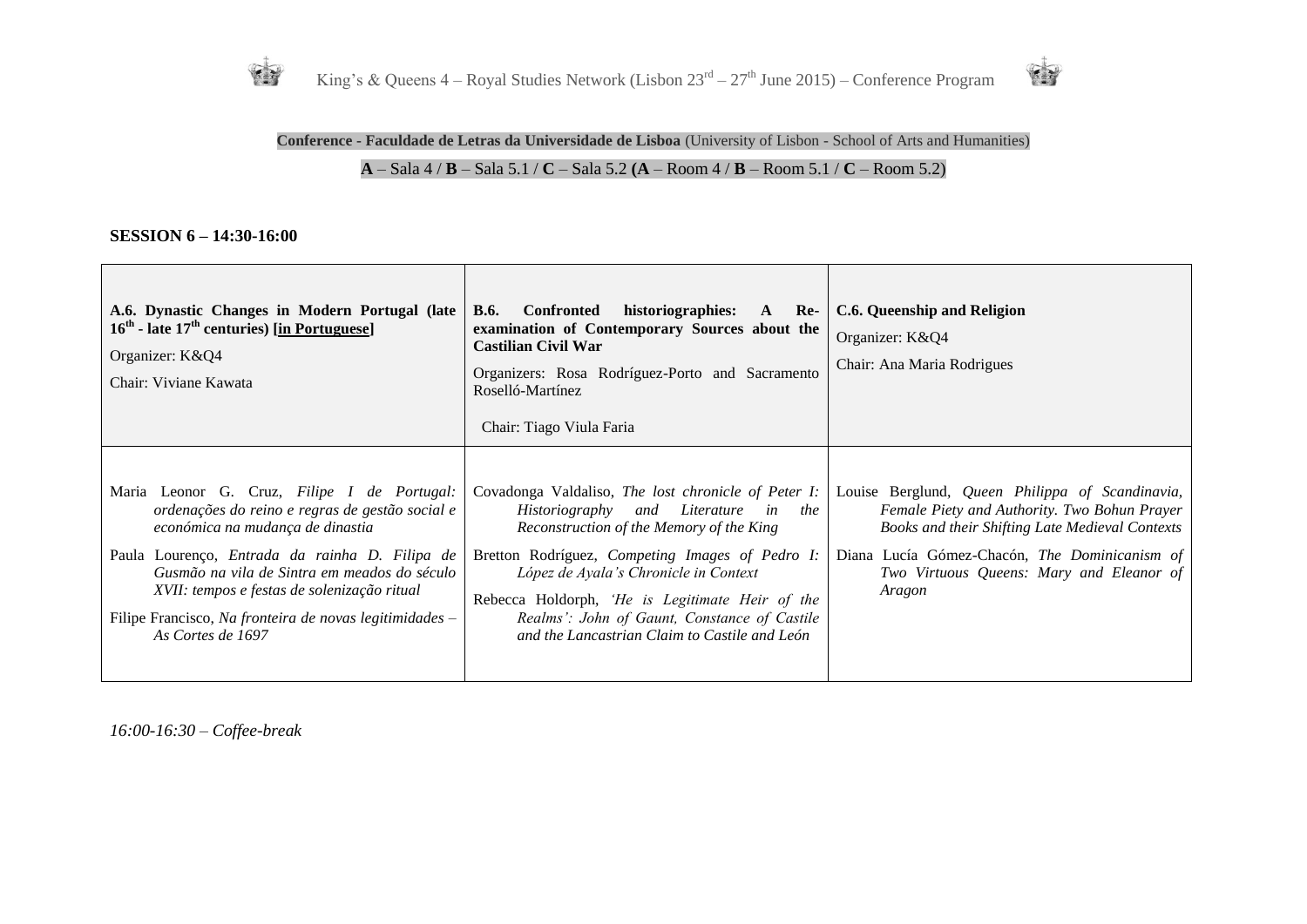**Conference - Faculdade de Letras da Universidade de Lisboa** (University of Lisbon - School of Arts and Humanities)

**A** – Sala 4 / **B** – Sala 5.1 / **C** – Sala 5.2 **(A** – Room 4 / **B** – Room 5.1 / **C** – Room 5.2)

**SESSION 6 – 14:30-16:00**

| **A.6. Dynastic Changes in Modern Portugal (late 16th - late 17th centuries) [in Portuguese]**<br>Organizer: K&Q4<br>Chair: Viviane Kawata | **B.6. Confronted historiographies: A Re-examination of Contemporary Sources about the Castilian Civil War**<br>Organizers: Rosa Rodríguez-Porto and Sacramento Roselló-Martínez<br>Chair: Tiago Viula Faria | **C.6. Queenship and Religion**<br>Organizer: K&Q4<br>Chair: Ana Maria Rodrigues |
|---|---|---|
| Maria Leonor G. Cruz, *Filipe I de Portugal: ordenações do reino e regras de gestão social e económica na mudança de dinastia*<br>Paula Lourenço, *Entrada da rainha D. Filipa de Gusmão na vila de Sintra em meados do século XVII: tempos e festas de solenização ritual*<br>Filipe Francisco, *Na fronteira de novas legitimidades – As Cortes de 1697* | Covadonga Valdaliso, *The lost chronicle of Peter I: Historiography and Literature in the Reconstruction of the Memory of the King*<br>Bretton Rodríguez, *Competing Images of Pedro I: López de Ayala's Chronicle in Context*<br>Rebecca Holdorph, *'He is Legitimate Heir of the Realms': John of Gaunt, Constance of Castile and the Lancastrian Claim to Castile and León* | Louise Berglund, *Queen Philippa of Scandinavia, Female Piety and Authority. Two Bohun Prayer Books and their Shifting Late Medieval Contexts*<br>Diana Lucía Gómez-Chacón, *The Dominicanism of Two Virtuous Queens: Mary and Eleanor of Aragon* |

*16:00-16:30 – Coffee-break*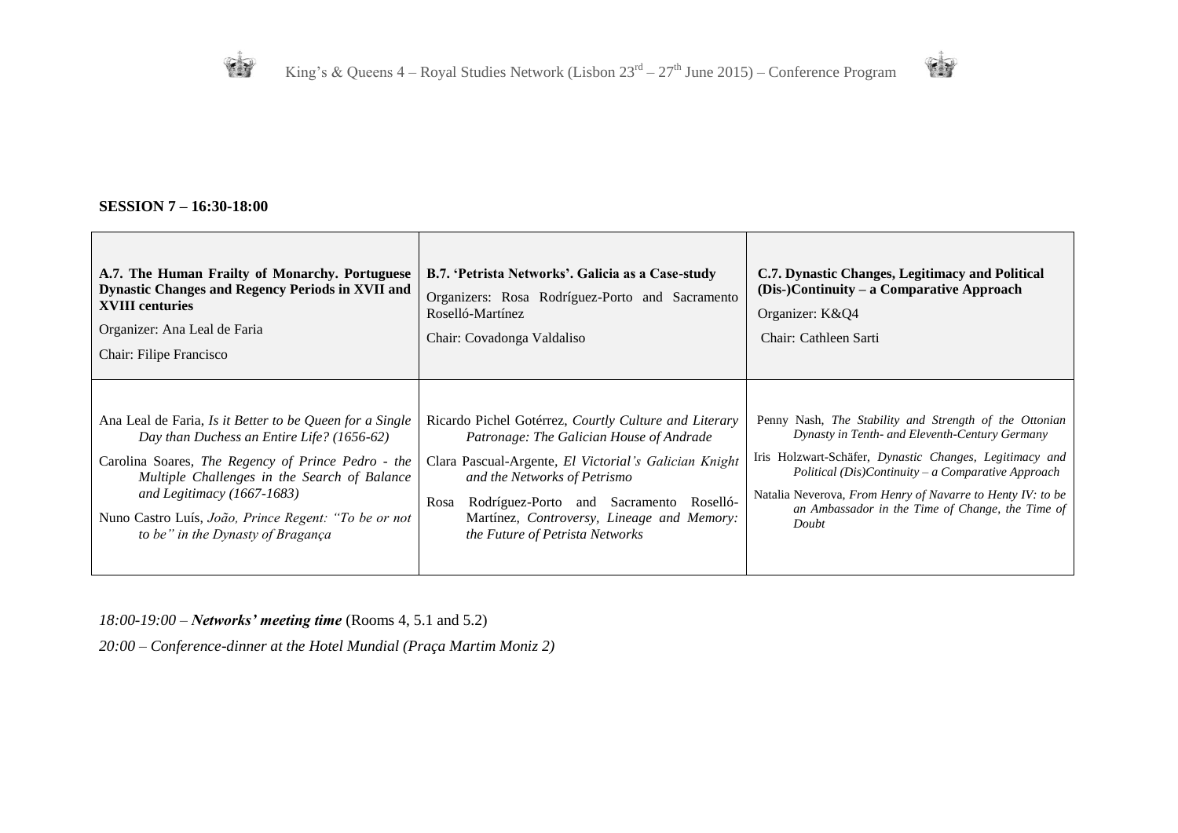**SESSION 7 – 16:30-18:00**

| **A.7. The Human Frailty of Monarchy. Portuguese Dynastic Changes and Regency Periods in XVII and XVIII centuries**<br>Organizer: Ana Leal de Faria<br>Chair: Filipe Francisco | **B.7. 'Petrista Networks'. Galicia as a Case-study**<br>Organizers: Rosa Rodríguez-Porto and Sacramento Roselló-Martínez<br>Chair: Covadonga Valdaliso | **C.7. Dynastic Changes, Legitimacy and Political (Dis-)Continuity – a Comparative Approach**<br>Organizer: K&Q4<br>Chair: Cathleen Sarti |
|---|---|---|
| Ana Leal de Faria, *Is it Better to be Queen for a Single Day than Duchess an Entire Life? (1656-62)*<br>Carolina Soares, *The Regency of Prince Pedro - the Multiple Challenges in the Search of Balance and Legitimacy (1667-1683)*<br>Nuno Castro Luís, *João, Prince Regent: "To be or not to be" in the Dynasty of Bragança* | Ricardo Pichel Gotérrez, *Courtly Culture and Literary Patronage: The Galician House of Andrade*<br>Clara Pascual-Argente, *El Victorial's Galician Knight and the Networks of Petrismo*<br>Rosa Rodríguez-Porto and Sacramento Roselló-Martínez, *Controversy, Lineage and Memory: the Future of Petrista Networks* | Penny Nash, *The Stability and Strength of the Ottonian Dynasty in Tenth- and Eleventh-Century Germany*<br>Iris Holzwart-Schäfer, *Dynastic Changes, Legitimacy and Political (Dis)Continuity – a Comparative Approach*<br>Natalia Neverova, *From Henry of Navarre to Henty IV: to be an Ambassador in the Time of Change, the Time of Doubt* |

*18:00-19:00* – ***Networks' meeting time*** (Rooms 4, 5.1 and 5.2)

*20:00 – Conference-dinner at the Hotel Mundial (Praça Martim Moniz 2)*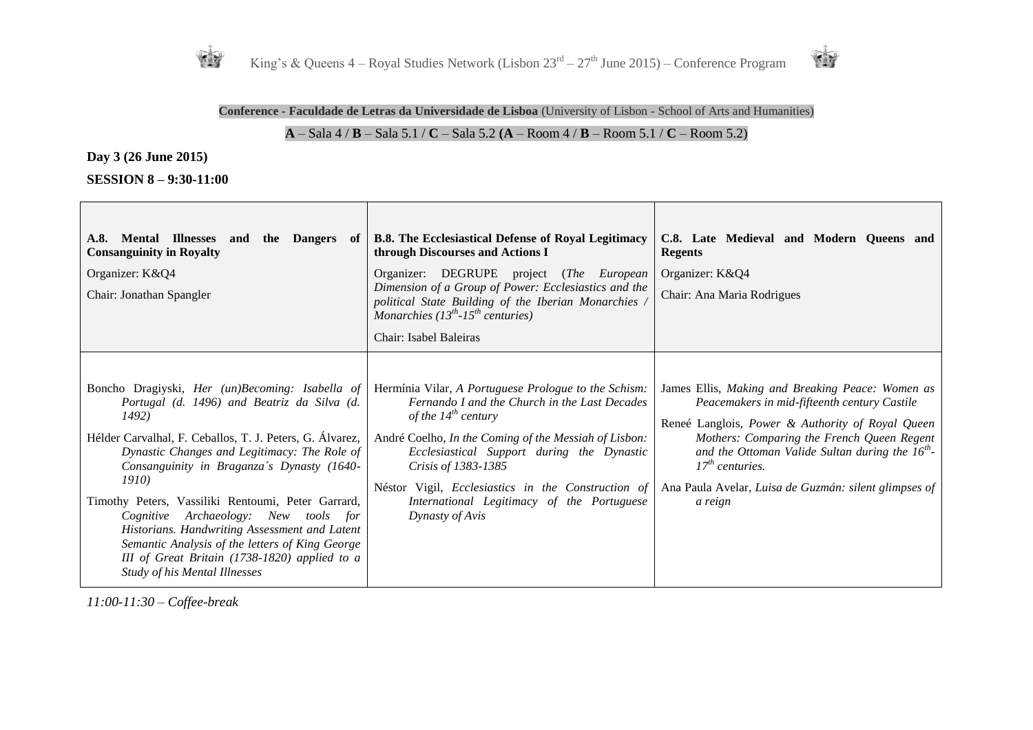**Conference - Faculdade de Letras da Universidade de Lisboa** (University of Lisbon - School of Arts and Humanities)

**A** – Sala 4 / **B** – Sala 5.1 / **C** – Sala 5.2 **(A** – Room 4 / **B** – Room 5.1 / **C** – Room 5.2)

**Day 3 (26 June 2015)**

**SESSION 8 – 9:30-11:00**

| **A.8. Mental Illnesses and the Dangers of Consanguinity in Royalty**<br>Organizer: K&Q4<br>Chair: Jonathan Spangler | **B.8. The Ecclesiastical Defense of Royal Legitimacy through Discourses and Actions I**<br>Organizer: DEGRUPE project (*The European Dimension of a Group of Power: Ecclesiastics and the political State Building of the Iberian Monarchies / Monarchies ($13^{th}$-$15^{th}$ centuries)*<br>Chair: Isabel Baleiras | **C.8. Late Medieval and Modern Queens and Regents**<br>Organizer: K&Q4<br>Chair: Ana Maria Rodrigues |
|---|---|---|
| Boncho Dragiyski, *Her (un)Becoming: Isabella of Portugal (d. 1496) and Beatriz da Silva (d. 1492)*<br>Hélder Carvalhal, F. Ceballos, T. J. Peters, G. Álvarez, *Dynastic Changes and Legitimacy: The Role of Consanguinity in Braganza´s Dynasty (1640-1910)*<br>Timothy Peters, Vassiliki Rentoumi, Peter Garrard, *Cognitive Archaeology: New tools for Historians. Handwriting Assessment and Latent Semantic Analysis of the letters of King George III of Great Britain (1738-1820) applied to a Study of his Mental Illnesses* | Hermínia Vilar, *A Portuguese Prologue to the Schism: Fernando I and the Church in the Last Decades of the $14^{th}$ century*<br>André Coelho, *In the Coming of the Messiah of Lisbon: Ecclesiastical Support during the Dynastic Crisis of 1383-1385*<br>Néstor Vigil, *Ecclesiastics in the Construction of International Legitimacy of the Portuguese Dynasty of Avis* | James Ellis, *Making and Breaking Peace: Women as Peacemakers in mid-fifteenth century Castile*<br>Reneé Langlois, *Power & Authority of Royal Queen Mothers: Comparing the French Queen Regent and the Ottoman Valide Sultan during the $16^{th}$-$17^{th}$ centuries.*<br>Ana Paula Avelar, *Luisa de Guzmán: silent glimpses of a reign* |

*11:00-11:30 – Coffee-break*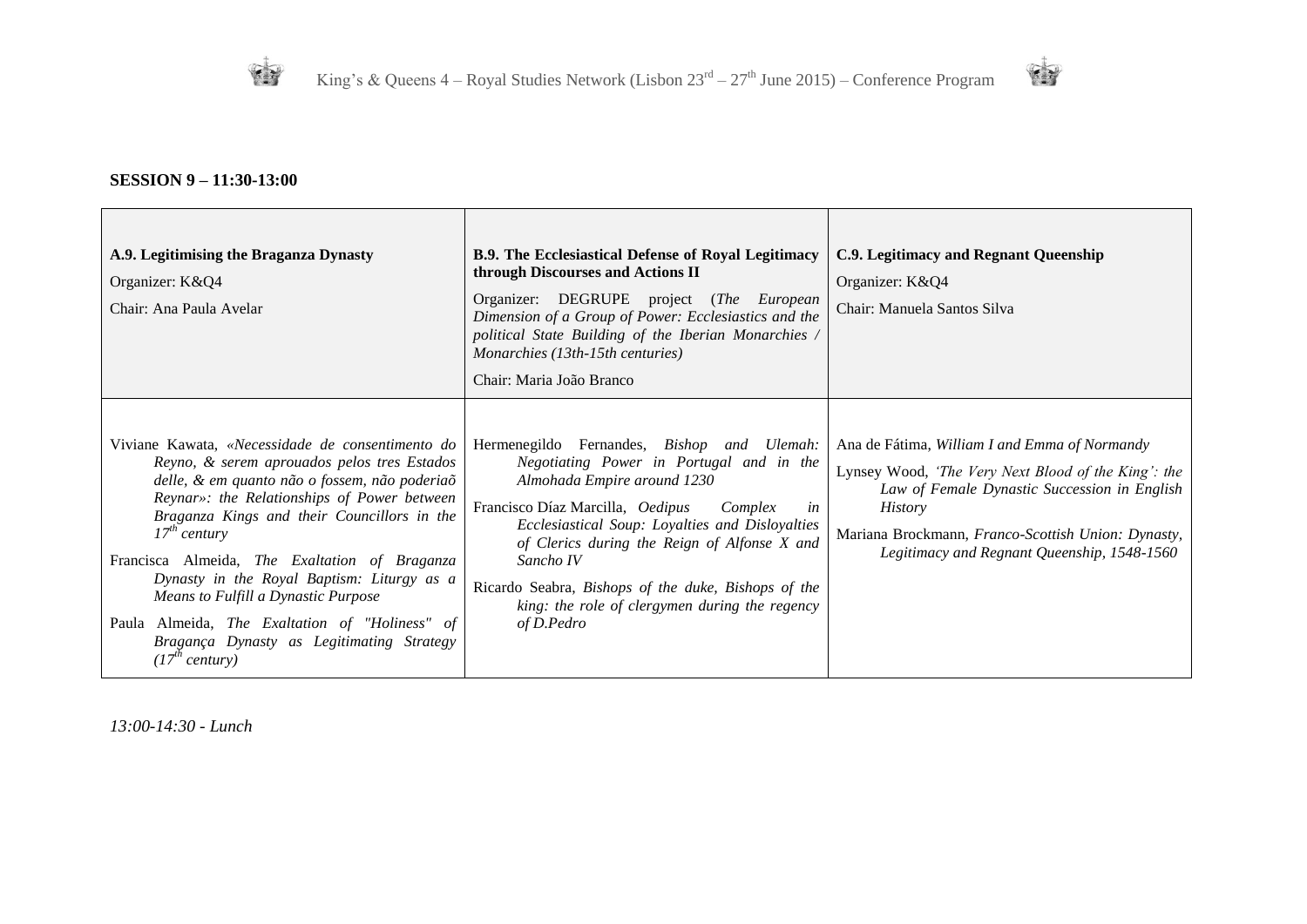**SESSION 9 – 11:30-13:00**

| **A.9. Legitimising the Braganza Dynasty**<br>Organizer: K&Q4<br>Chair: Ana Paula Avelar | **B.9. The Ecclesiastical Defense of Royal Legitimacy through Discourses and Actions II**<br>Organizer: DEGRUPE project (*The European Dimension of a Group of Power: Ecclesiastics and the political State Building of the Iberian Monarchies / Monarchies (13th-15th centuries)*<br>Chair: Maria João Branco | **C.9. Legitimacy and Regnant Queenship**<br>Organizer: K&Q4<br>Chair: Manuela Santos Silva |
|---|---|---|
| Viviane Kawata, *«Necessidade de consentimento do Reyno, & serem aprouados pelos tres Estados delle, & em quanto não o fossem, não poderiaõ Reynar»: the Relationships of Power between Braganza Kings and their Councillors in the 17th century*<br>Francisca Almeida, *The Exaltation of Braganza Dynasty in the Royal Baptism: Liturgy as a Means to Fulfill a Dynastic Purpose*<br>Paula Almeida, *The Exaltation of "Holiness" of Bragança Dynasty as Legitimating Strategy (17th century)* | Hermenegildo Fernandes, *Bishop and Ulemah: Negotiating Power in Portugal and in the Almohada Empire around 1230*<br>Francisco Díaz Marcilla, *Oedipus Complex in Ecclesiastical Soup: Loyalties and Disloyalties of Clerics during the Reign of Alfonse X and Sancho IV*<br>Ricardo Seabra, *Bishops of the duke, Bishops of the king: the role of clergymen during the regency of D.Pedro* | Ana de Fátima, *William I and Emma of Normandy*<br>Lynsey Wood, *'The Very Next Blood of the King': the Law of Female Dynastic Succession in English History*<br>Mariana Brockmann, *Franco-Scottish Union: Dynasty, Legitimacy and Regnant Queenship, 1548-1560* |

*13:00-14:30 - Lunch*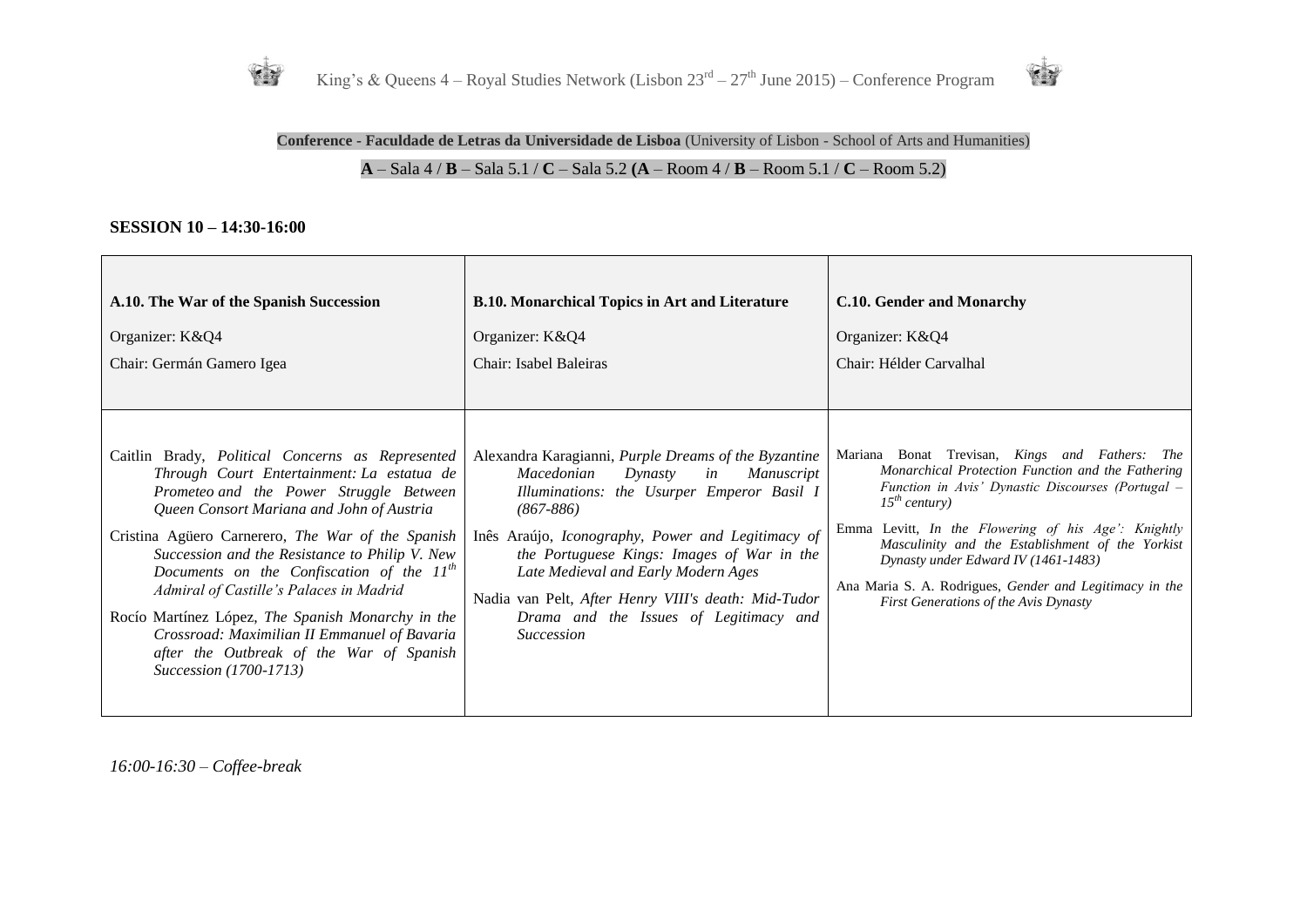**Conference - Faculdade de Letras da Universidade de Lisboa** (University of Lisbon - School of Arts and Humanities)

**A** – Sala 4 / **B** – Sala 5.1 / **C** – Sala 5.2 **(A** – Room 4 / **B** – Room 5.1 / **C** – Room 5.2)

**SESSION 10 – 14:30-16:00**

| **A.10. The War of the Spanish Succession**<br>Organizer: K&Q4<br>Chair: Germán Gamero Igea | **B.10. Monarchical Topics in Art and Literature**<br>Organizer: K&Q4<br>Chair: Isabel Baleiras | **C.10. Gender and Monarchy**<br>Organizer: K&Q4<br>Chair: Hélder Carvalhal |
|---|---|---|
| Caitlin Brady, *Political Concerns as Represented Through Court Entertainment: La estatua de Prometeo and the Power Struggle Between Queen Consort Mariana and John of Austria*<br>Cristina Agüero Carnerero, *The War of the Spanish Succession and the Resistance to Philip V. New Documents on the Confiscation of the 11th Admiral of Castille's Palaces in Madrid*<br>Rocío Martínez López, *The Spanish Monarchy in the Crossroad: Maximilian II Emmanuel of Bavaria after the Outbreak of the War of Spanish Succession (1700-1713)* | Alexandra Karagianni, *Purple Dreams of the Byzantine Macedonian Dynasty in Manuscript Illuminations: the Usurper Emperor Basil I (867-886)*<br>Inês Araújo, *Iconography, Power and Legitimacy of the Portuguese Kings: Images of War in the Late Medieval and Early Modern Ages*<br>Nadia van Pelt, *After Henry VIII's death: Mid-Tudor Drama and the Issues of Legitimacy and Succession* | Mariana Bonat Trevisan, *Kings and Fathers: The Monarchical Protection Function and the Fathering Function in Avis' Dynastic Discourses (Portugal – 15th century)*<br>Emma Levitt, *In the Flowering of his Age': Knightly Masculinity and the Establishment of the Yorkist Dynasty under Edward IV (1461-1483)*<br>Ana Maria S. A. Rodrigues, *Gender and Legitimacy in the First Generations of the Avis Dynasty* |

*16:00-16:30 – Coffee-break*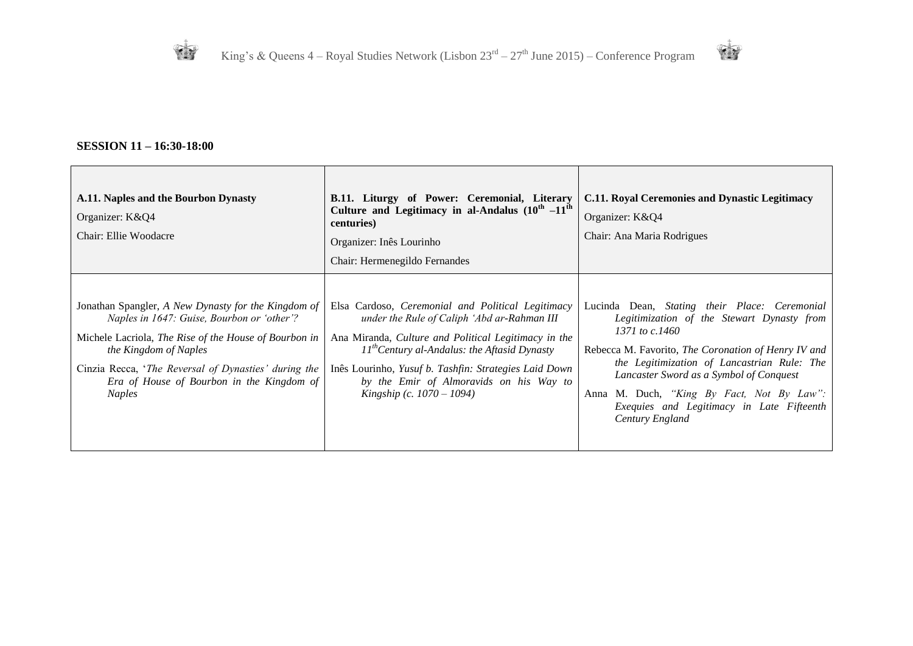**SESSION 11 – 16:30-18:00**

| **A.11. Naples and the Bourbon Dynasty**<br>Organizer: K&Q4<br>Chair: Ellie Woodacre | **B.11. Liturgy of Power: Ceremonial, Literary Culture and Legitimacy in al-Andalus (10th –11th centuries)**<br>Organizer: Inês Lourinho<br>Chair: Hermenegildo Fernandes | **C.11. Royal Ceremonies and Dynastic Legitimacy**<br>Organizer: K&Q4<br>Chair: Ana Maria Rodrigues |
| --- | --- | --- |
| Jonathan Spangler, *A New Dynasty for the Kingdom of Naples in 1647: Guise, Bourbon or 'other'?*<br>Michele Lacriola, *The Rise of the House of Bourbon in the Kingdom of Naples*<br>Cinzia Recca, '*The Reversal of Dynasties' during the Era of House of Bourbon in the Kingdom of Naples* | Elsa Cardoso, *Ceremonial and Political Legitimacy under the Rule of Caliph 'Abd ar-Rahman III*<br>Ana Miranda, *Culture and Political Legitimacy in the 11th Century al-Andalus: the Aftasid Dynasty*<br>Inês Lourinho, *Yusuf b. Tashfin: Strategies Laid Down by the Emir of Almoravids on his Way to Kingship (c. 1070 – 1094)* | Lucinda Dean, *Stating their Place: Ceremonial Legitimization of the Stewart Dynasty from 1371 to c.1460*<br>Rebecca M. Favorito, *The Coronation of Henry IV and the Legitimization of Lancastrian Rule: The Lancaster Sword as a Symbol of Conquest*<br>Anna M. Duch, *"King By Fact, Not By Law": Exequies and Legitimacy in Late Fifteenth Century England* |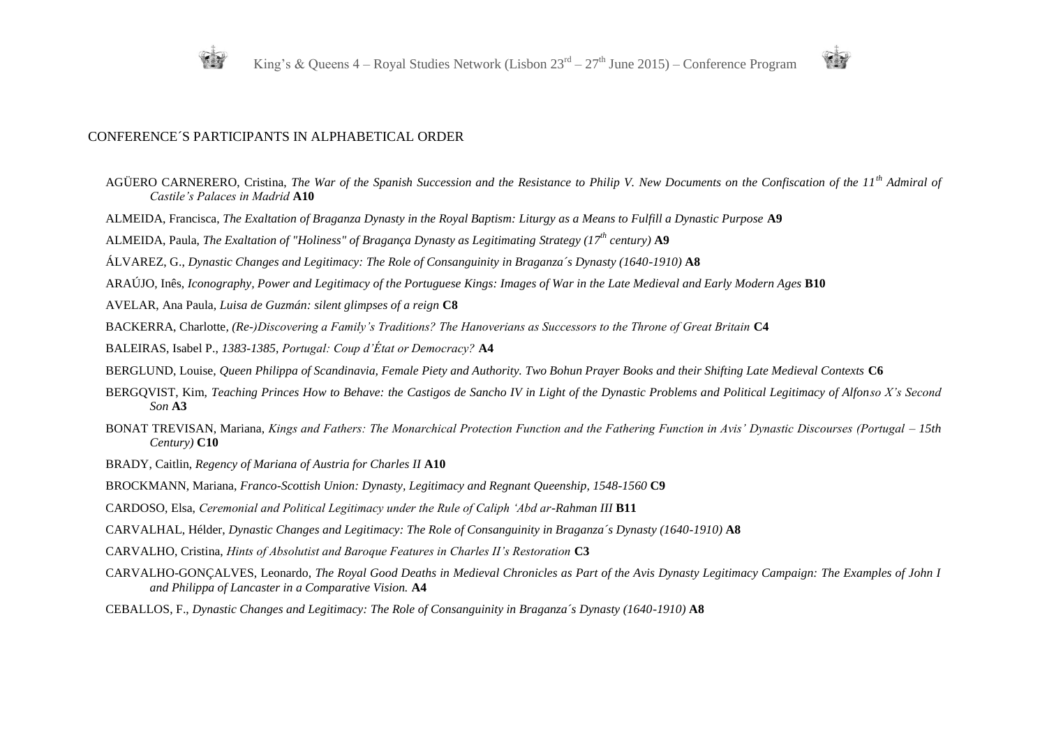CONFERENCE´S PARTICIPANTS IN ALPHABETICAL ORDER

AGÜERO CARNERERO, Cristina, *The War of the Spanish Succession and the Resistance to Philip V. New Documents on the Confiscation of the 11th Admiral of Castile's Palaces in Madrid* **A10**

ALMEIDA, Francisca, *The Exaltation of Braganza Dynasty in the Royal Baptism: Liturgy as a Means to Fulfill a Dynastic Purpose* **A9**

ALMEIDA, Paula, *The Exaltation of "Holiness" of Bragança Dynasty as Legitimating Strategy (17th century)* **A9**

ÁLVAREZ, G., *Dynastic Changes and Legitimacy: The Role of Consanguinity in Braganza´s Dynasty (1640-1910)* **A8**

ARAÚJO, Inês, *Iconography, Power and Legitimacy of the Portuguese Kings: Images of War in the Late Medieval and Early Modern Ages* **B10**

AVELAR, Ana Paula, *Luisa de Guzmán: silent glimpses of a reign* **C8**

BACKERRA, Charlotte, *(Re-)Discovering a Family's Traditions? The Hanoverians as Successors to the Throne of Great Britain* **C4**

BALEIRAS, Isabel P., *1383-1385, Portugal: Coup d'État or Democracy?* **A4**

BERGLUND, Louise, *Queen Philippa of Scandinavia, Female Piety and Authority. Two Bohun Prayer Books and their Shifting Late Medieval Contexts* **C6**

BERGQVIST, Kim, *Teaching Princes How to Behave: the Castigos de Sancho IV in Light of the Dynastic Problems and Political Legitimacy of Alfonso X's Second Son* **A3**

BONAT TREVISAN, Mariana, *Kings and Fathers: The Monarchical Protection Function and the Fathering Function in Avis' Dynastic Discourses (Portugal – 15th Century)* **C10**

BRADY, Caitlin, *Regency of Mariana of Austria for Charles II* **A10**

BROCKMANN, Mariana, *Franco-Scottish Union: Dynasty, Legitimacy and Regnant Queenship, 1548-1560* **C9**

CARDOSO, Elsa, *Ceremonial and Political Legitimacy under the Rule of Caliph 'Abd ar-Rahman III* **B11**

CARVALHAL, Hélder, *Dynastic Changes and Legitimacy: The Role of Consanguinity in Braganza´s Dynasty (1640-1910)* **A8**

CARVALHO, Cristina, *Hints of Absolutist and Baroque Features in Charles II's Restoration* **C3**

CARVALHO-GONÇALVES, Leonardo, *The Royal Good Deaths in Medieval Chronicles as Part of the Avis Dynasty Legitimacy Campaign: The Examples of John I and Philippa of Lancaster in a Comparative Vision.* **A4**

CEBALLOS, F., *Dynastic Changes and Legitimacy: The Role of Consanguinity in Braganza´s Dynasty (1640-1910)* **A8**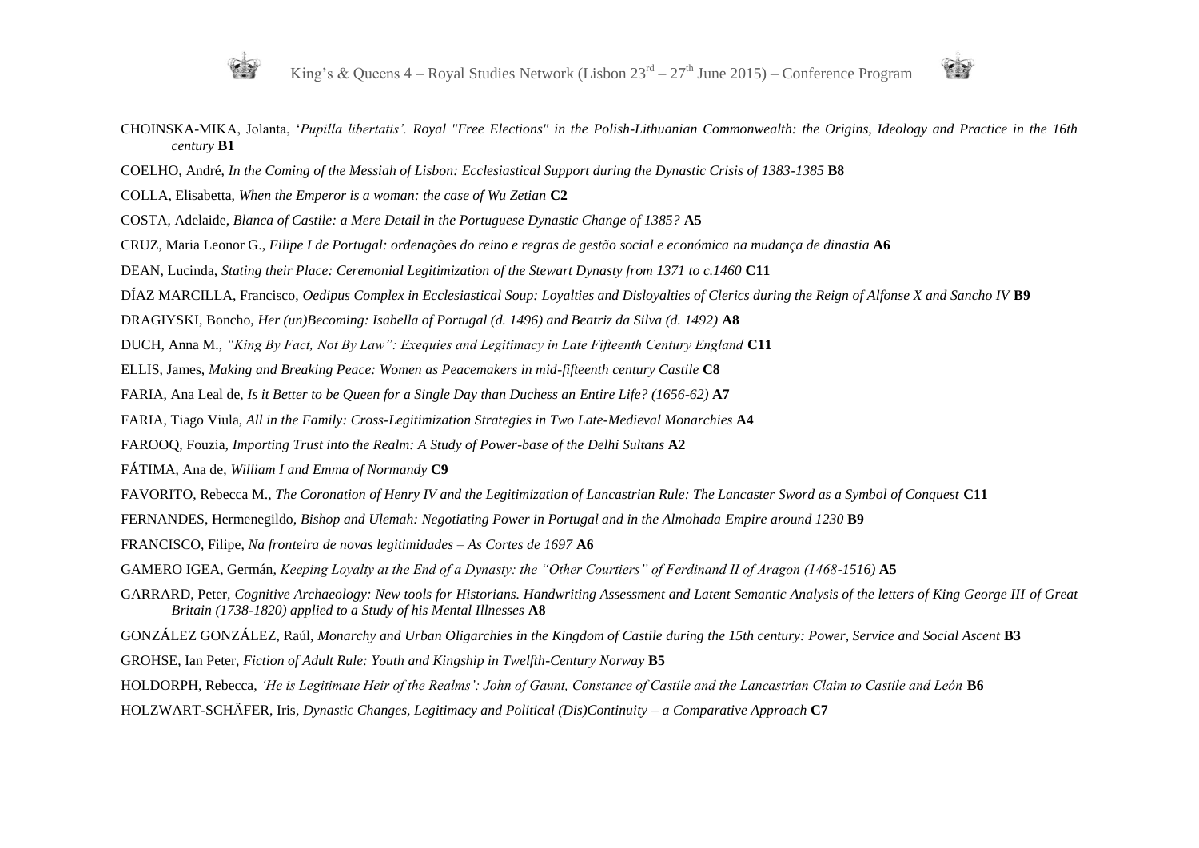CHOINSKA-MIKA, Jolanta, '*Pupilla libertatis'. Royal "Free Elections" in the Polish-Lithuanian Commonwealth: the Origins, Ideology and Practice in the 16th century* **B1**

COELHO, André, *In the Coming of the Messiah of Lisbon: Ecclesiastical Support during the Dynastic Crisis of 1383-1385* **B8**

COLLA, Elisabetta, *When the Emperor is a woman: the case of Wu Zetian* **C2**

COSTA, Adelaide, *Blanca of Castile: a Mere Detail in the Portuguese Dynastic Change of 1385?* **A5**

CRUZ, Maria Leonor G., *Filipe I de Portugal: ordenações do reino e regras de gestão social e económica na mudança de dinastia* **A6**

DEAN, Lucinda, *Stating their Place: Ceremonial Legitimization of the Stewart Dynasty from 1371 to c.1460* **C11**

DÍAZ MARCILLA, Francisco, *Oedipus Complex in Ecclesiastical Soup: Loyalties and Disloyalties of Clerics during the Reign of Alfonse X and Sancho IV* **B9**

DRAGIYSKI, Boncho, *Her (un)Becoming: Isabella of Portugal (d. 1496) and Beatriz da Silva (d. 1492)* **A8**

DUCH, Anna M., *"King By Fact, Not By Law": Exequies and Legitimacy in Late Fifteenth Century England* **C11**

ELLIS, James, *Making and Breaking Peace: Women as Peacemakers in mid-fifteenth century Castile* **C8**

FARIA, Ana Leal de, *Is it Better to be Queen for a Single Day than Duchess an Entire Life? (1656-62)* **A7**

FARIA, Tiago Viula, *All in the Family: Cross-Legitimization Strategies in Two Late-Medieval Monarchies* **A4**

FAROOQ, Fouzia, *Importing Trust into the Realm: A Study of Power-base of the Delhi Sultans* **A2**

FÁTIMA, Ana de, *William I and Emma of Normandy* **C9**

FAVORITO, Rebecca M., *The Coronation of Henry IV and the Legitimization of Lancastrian Rule: The Lancaster Sword as a Symbol of Conquest* **C11**

FERNANDES, Hermenegildo, *Bishop and Ulemah: Negotiating Power in Portugal and in the Almohada Empire around 1230* **B9**

FRANCISCO, Filipe, *Na fronteira de novas legitimidades – As Cortes de 1697* **A6**

GAMERO IGEA, Germán, *Keeping Loyalty at the End of a Dynasty: the "Other Courtiers" of Ferdinand II of Aragon (1468-1516)* **A5**

GARRARD, Peter, *Cognitive Archaeology: New tools for Historians. Handwriting Assessment and Latent Semantic Analysis of the letters of King George III of Great Britain (1738-1820) applied to a Study of his Mental Illnesses* **A8**

GONZÁLEZ GONZÁLEZ, Raúl, *Monarchy and Urban Oligarchies in the Kingdom of Castile during the 15th century: Power, Service and Social Ascent* **B3**

GROHSE, Ian Peter, *Fiction of Adult Rule: Youth and Kingship in Twelfth-Century Norway* **B5**

HOLDORPH, Rebecca, *'He is Legitimate Heir of the Realms': John of Gaunt, Constance of Castile and the Lancastrian Claim to Castile and León* **B6**

HOLZWART-SCHÄFER, Iris, *Dynastic Changes, Legitimacy and Political (Dis)Continuity – a Comparative Approach* **C7**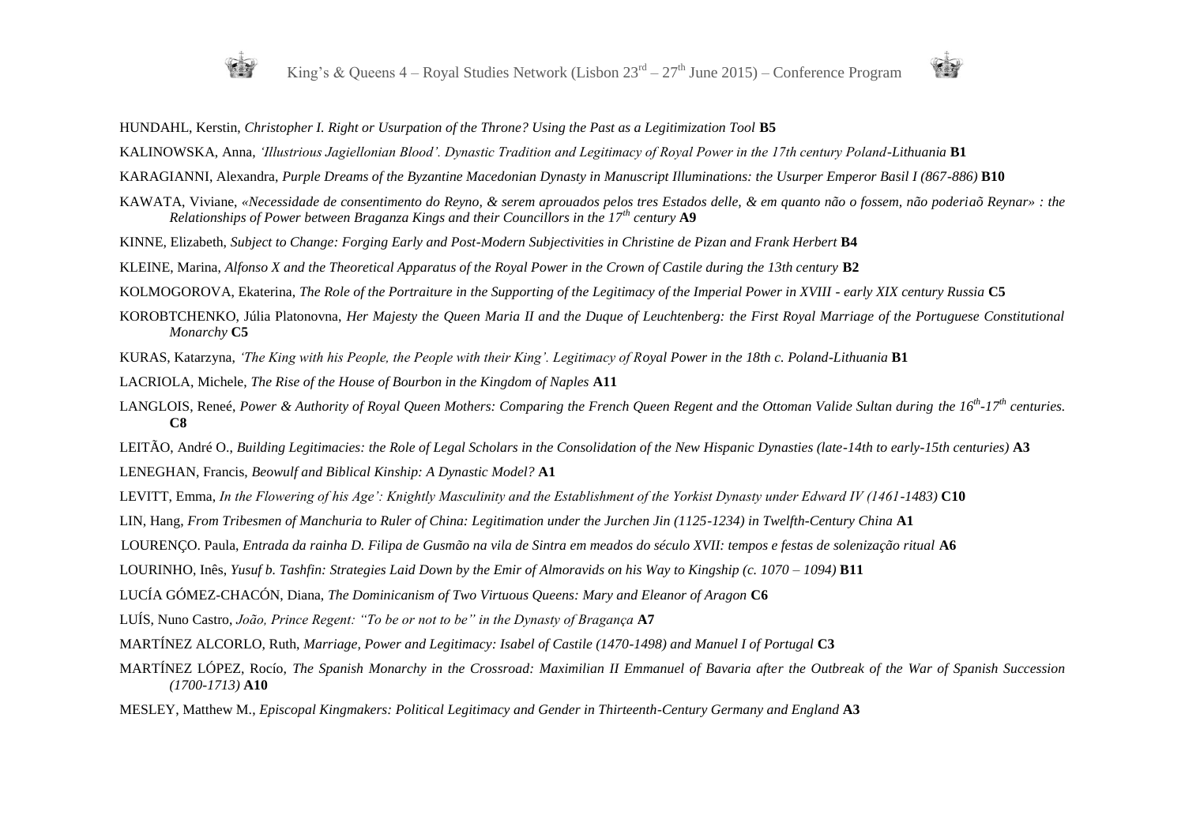HUNDAHL, Kerstin, *Christopher I. Right or Usurpation of the Throne? Using the Past as a Legitimization Tool* **B5**

KALINOWSKA, Anna, *'Illustrious Jagiellonian Blood'. Dynastic Tradition and Legitimacy of Royal Power in the 17th century Poland-Lithuania* **B1**

KARAGIANNI, Alexandra, *Purple Dreams of the Byzantine Macedonian Dynasty in Manuscript Illuminations: the Usurper Emperor Basil I (867-886)* **B10**

KAWATA, Viviane, *«Necessidade de consentimento do Reyno, & serem aprouados pelos tres Estados delle, & em quanto não o fossem, não poderiaõ Reynar» : the Relationships of Power between Braganza Kings and their Councillors in the 17th century* **A9**

KINNE, Elizabeth, *Subject to Change: Forging Early and Post-Modern Subjectivities in Christine de Pizan and Frank Herbert* **B4**

KLEINE, Marina, *Alfonso X and the Theoretical Apparatus of the Royal Power in the Crown of Castile during the 13th century* **B2**

KOLMOGOROVA, Ekaterina, *The Role of the Portraiture in the Supporting of the Legitimacy of the Imperial Power in XVIII - early XIX century Russia* **C5**

KOROBTCHENKO, Júlia Platonovna, *Her Majesty the Queen Maria II and the Duque of Leuchtenberg: the First Royal Marriage of the Portuguese Constitutional Monarchy* **C5**

KURAS, Katarzyna, *'The King with his People, the People with their King'. Legitimacy of Royal Power in the 18th c. Poland-Lithuania* **B1**

LACRIOLA, Michele, *The Rise of the House of Bourbon in the Kingdom of Naples* **A11**

LANGLOIS, Reneé, *Power & Authority of Royal Queen Mothers: Comparing the French Queen Regent and the Ottoman Valide Sultan during the 16th-17th centuries.* **C8**

LEITÃO, André O., *Building Legitimacies: the Role of Legal Scholars in the Consolidation of the New Hispanic Dynasties (late-14th to early-15th centuries)* **A3**

LENEGHAN, Francis, *Beowulf and Biblical Kinship: A Dynastic Model?* **A1**

LEVITT, Emma, *In the Flowering of his Age': Knightly Masculinity and the Establishment of the Yorkist Dynasty under Edward IV (1461-1483)* **C10**

LIN, Hang, *From Tribesmen of Manchuria to Ruler of China: Legitimation under the Jurchen Jin (1125-1234) in Twelfth-Century China* **A1**

LOURENÇO. Paula, *Entrada da rainha D. Filipa de Gusmão na vila de Sintra em meados do século XVII: tempos e festas de solenização ritual* **A6**

LOURINHO, Inês, *Yusuf b. Tashfin: Strategies Laid Down by the Emir of Almoravids on his Way to Kingship (c. 1070 – 1094)* **B11**

LUCÍA GÓMEZ-CHACÓN, Diana, *The Dominicanism of Two Virtuous Queens: Mary and Eleanor of Aragon* **C6**

LUÍS, Nuno Castro, *João, Prince Regent: "To be or not to be" in the Dynasty of Bragança* **A7**

MARTÍNEZ ALCORLO, Ruth, *Marriage, Power and Legitimacy: Isabel of Castile (1470-1498) and Manuel I of Portugal* **C3**

MARTÍNEZ LÓPEZ, Rocío, *The Spanish Monarchy in the Crossroad: Maximilian II Emmanuel of Bavaria after the Outbreak of the War of Spanish Succession (1700-1713)* **A10**

MESLEY, Matthew M., *Episcopal Kingmakers: Political Legitimacy and Gender in Thirteenth-Century Germany and England* **A3**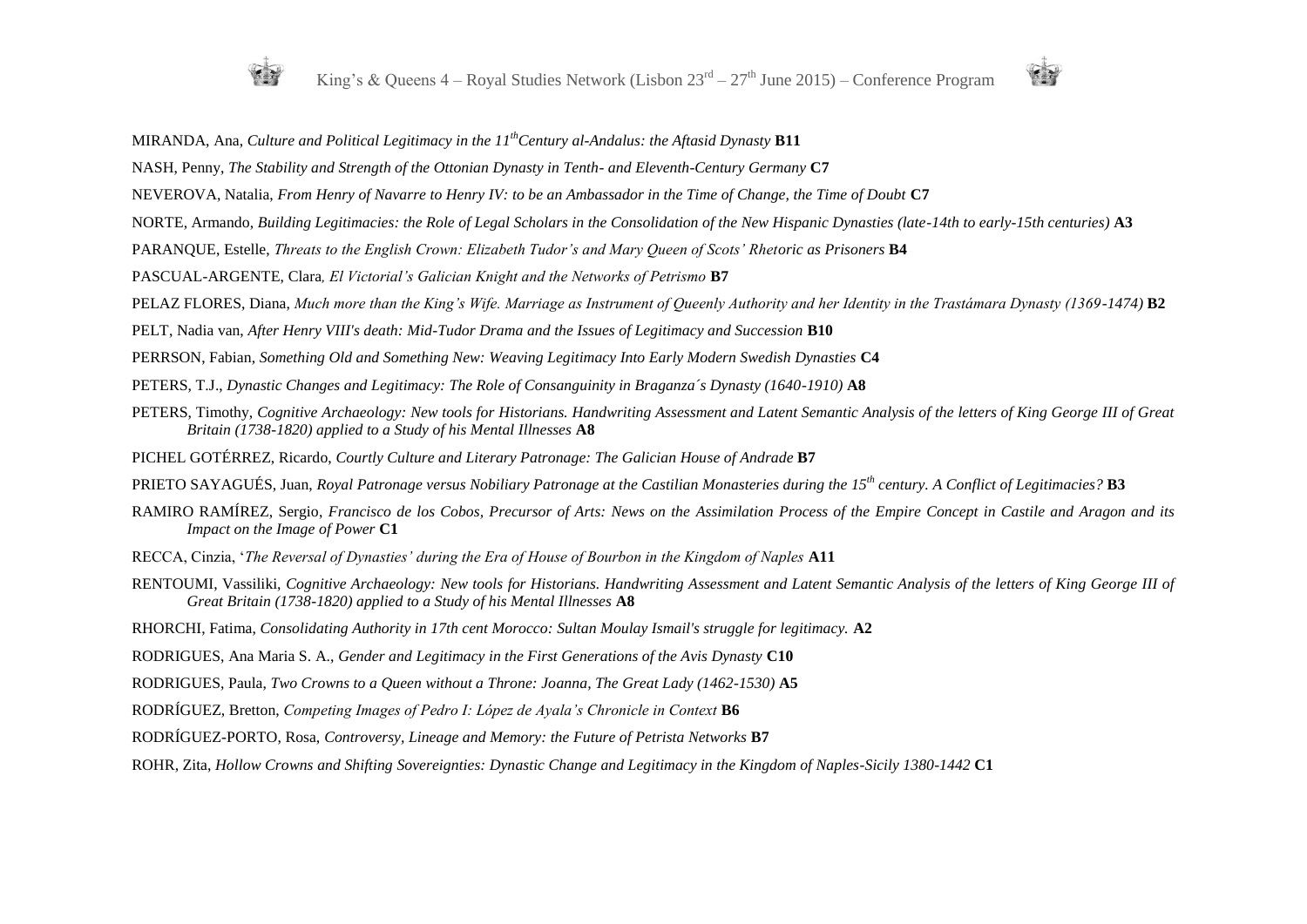MIRANDA, Ana, *Culture and Political Legitimacy in the 11$^{th}$Century al-Andalus: the Aftasid Dynasty* **B11**

NASH, Penny, *The Stability and Strength of the Ottonian Dynasty in Tenth- and Eleventh-Century Germany* **C7**

NEVEROVA, Natalia, *From Henry of Navarre to Henry IV: to be an Ambassador in the Time of Change, the Time of Doubt* **C7**

NORTE, Armando, *Building Legitimacies: the Role of Legal Scholars in the Consolidation of the New Hispanic Dynasties (late-14th to early-15th centuries)* **A3**

PARANQUE, Estelle, *Threats to the English Crown: Elizabeth Tudor's and Mary Queen of Scots' Rhetoric as Prisoners* **B4**

PASCUAL-ARGENTE, Clara*, El Victorial's Galician Knight and the Networks of Petrismo* **B7**

PELAZ FLORES, Diana, *Much more than the King's Wife. Marriage as Instrument of Queenly Authority and her Identity in the Trastámara Dynasty (1369-1474)* **B2**

PELT, Nadia van, *After Henry VIII's death: Mid-Tudor Drama and the Issues of Legitimacy and Succession* **B10**

PERRSON, Fabian, *Something Old and Something New: Weaving Legitimacy Into Early Modern Swedish Dynasties* **C4**

PETERS, T.J., *Dynastic Changes and Legitimacy: The Role of Consanguinity in Braganza´s Dynasty (1640-1910)* **A8**

PETERS, Timothy, *Cognitive Archaeology: New tools for Historians. Handwriting Assessment and Latent Semantic Analysis of the letters of King George III of Great Britain (1738-1820) applied to a Study of his Mental Illnesses* **A8**

PICHEL GOTÉRREZ, Ricardo, *Courtly Culture and Literary Patronage: The Galician House of Andrade* **B7**

PRIETO SAYAGUÉS, Juan, *Royal Patronage versus Nobiliary Patronage at the Castilian Monasteries during the 15$^{th}$ century. A Conflict of Legitimacies?* **B3**

RAMIRO RAMÍREZ, Sergio, *Francisco de los Cobos, Precursor of Arts: News on the Assimilation Process of the Empire Concept in Castile and Aragon and its Impact on the Image of Power* **C1**

RECCA, Cinzia, '*The Reversal of Dynasties' during the Era of House of Bourbon in the Kingdom of Naples* **A11**

RENTOUMI, Vassiliki, *Cognitive Archaeology: New tools for Historians. Handwriting Assessment and Latent Semantic Analysis of the letters of King George III of Great Britain (1738-1820) applied to a Study of his Mental Illnesses* **A8**

RHORCHI, Fatima, *Consolidating Authority in 17th cent Morocco: Sultan Moulay Ismail's struggle for legitimacy.* **A2**

RODRIGUES, Ana Maria S. A., *Gender and Legitimacy in the First Generations of the Avis Dynasty* **C10**

RODRIGUES, Paula, *Two Crowns to a Queen without a Throne: Joanna, The Great Lady (1462-1530)* **A5**

RODRÍGUEZ, Bretton, *Competing Images of Pedro I: López de Ayala's Chronicle in Context* **B6**

RODRÍGUEZ-PORTO, Rosa, *Controversy, Lineage and Memory: the Future of Petrista Networks* **B7**

ROHR, Zita, *Hollow Crowns and Shifting Sovereignties: Dynastic Change and Legitimacy in the Kingdom of Naples-Sicily 1380-1442* **C1**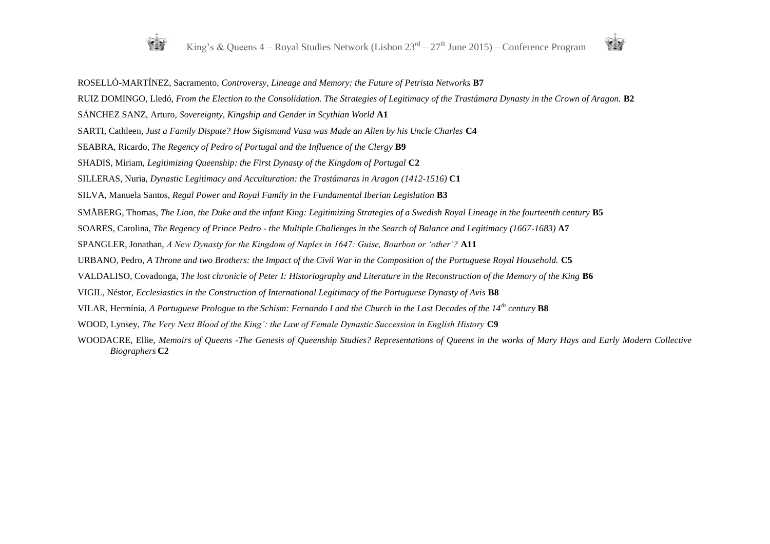ROSELLÓ-MARTÍNEZ, Sacramento, *Controversy, Lineage and Memory: the Future of Petrista Networks* **B7**

RUIZ DOMINGO, Lledó, *From the Election to the Consolidation. The Strategies of Legitimacy of the Trastámara Dynasty in the Crown of Aragon.* **B2**

SÁNCHEZ SANZ, Arturo, *Sovereignty, Kingship and Gender in Scythian World* **A1**

SARTI, Cathleen, *Just a Family Dispute? How Sigismund Vasa was Made an Alien by his Uncle Charles* **C4**

SEABRA, Ricardo, *The Regency of Pedro of Portugal and the Influence of the Clergy* **B9**

SHADIS, Miriam, *Legitimizing Queenship: the First Dynasty of the Kingdom of Portugal* **C2**

SILLERAS, Nuria, *Dynastic Legitimacy and Acculturation: the Trastámaras in Aragon (1412-1516)* **C1**

SILVA, Manuela Santos, *Regal Power and Royal Family in the Fundamental Iberian Legislation* **B3**

SMÅBERG, Thomas, *The Lion, the Duke and the infant King: Legitimizing Strategies of a Swedish Royal Lineage in the fourteenth century* **B5**

SOARES, Carolina, *The Regency of Prince Pedro - the Multiple Challenges in the Search of Balance and Legitimacy (1667-1683)* **A7**

SPANGLER, Jonathan, *A New Dynasty for the Kingdom of Naples in 1647: Guise, Bourbon or 'other'?* **A11**

URBANO, Pedro, *A Throne and two Brothers: the Impact of the Civil War in the Composition of the Portuguese Royal Household.* **C5**

VALDALISO, Covadonga, *The lost chronicle of Peter I: Historiography and Literature in the Reconstruction of the Memory of the King* **B6**

VIGIL, Néstor, *Ecclesiastics in the Construction of International Legitimacy of the Portuguese Dynasty of Avis* **B8**

VILAR, Hermínia, *A Portuguese Prologue to the Schism: Fernando I and the Church in the Last Decades of the 14th century* **B8**

WOOD, Lynsey, *The Very Next Blood of the King': the Law of Female Dynastic Succession in English History* **C9**

WOODACRE, Ellie, *Memoirs of Queens -The Genesis of Queenship Studies? Representations of Queens in the works of Mary Hays and Early Modern Collective Biographers* **C2**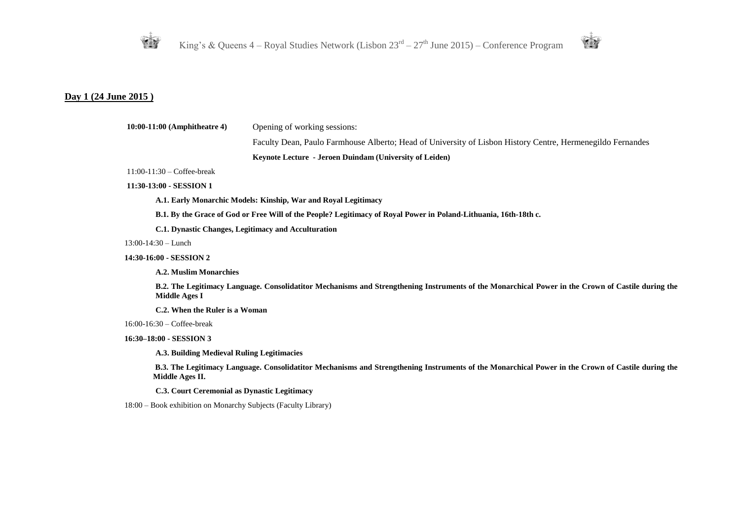## Day 1 (24 June 2015 )

**10:00-11:00 (Amphitheatre 4)** Opening of working sessions:

Faculty Dean, Paulo Farmhouse Alberto; Head of University of Lisbon History Centre, Hermenegildo Fernandes

**Keynote Lecture - Jeroen Duindam (University of Leiden)**

11:00-11:30 – Coffee-break

**11:30-13:00 - SESSION 1**

**A.1. Early Monarchic Models: Kinship, War and Royal Legitimacy**

**B.1. By the Grace of God or Free Will of the People? Legitimacy of Royal Power in Poland-Lithuania, 16th-18th c.**

**C.1. Dynastic Changes, Legitimacy and Acculturation**

13:00-14:30 – Lunch

**14:30-16:00 - SESSION 2**

**A.2. Muslim Monarchies**

**B.2. The Legitimacy Language. Consolidatitor Mechanisms and Strengthening Instruments of the Monarchical Power in the Crown of Castile during the Middle Ages I**

**C.2. When the Ruler is a Woman**

16:00-16:30 – Coffee-break

**16:30–18:00 - SESSION 3**

**A.3. Building Medieval Ruling Legitimacies**

**B.3. The Legitimacy Language. Consolidatitor Mechanisms and Strengthening Instruments of the Monarchical Power in the Crown of Castile during the Middle Ages II.**

**C.3. Court Ceremonial as Dynastic Legitimacy**

18:00 – Book exhibition on Monarchy Subjects (Faculty Library)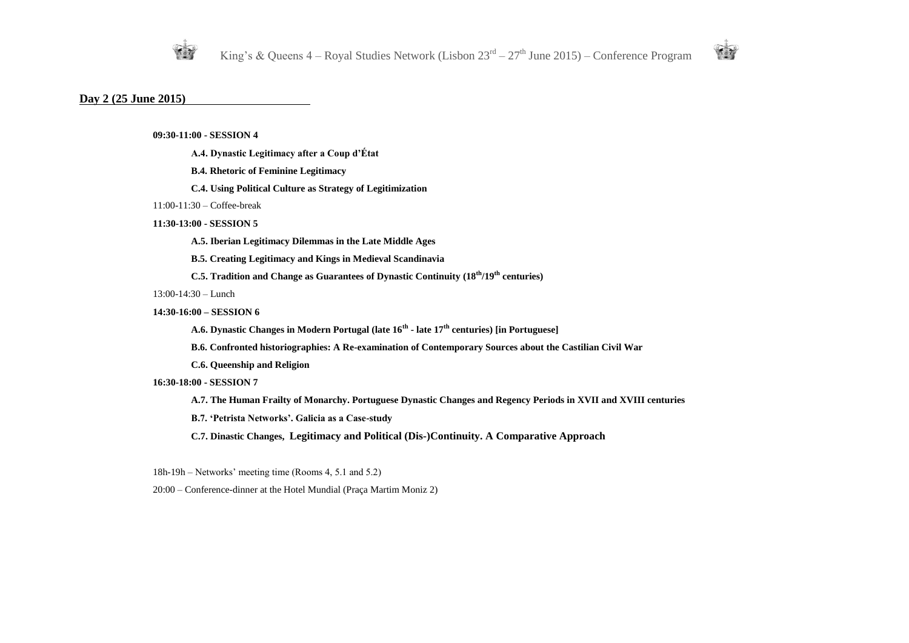## Day 2 (25 June 2015)

**09:30-11:00 - SESSION 4**

**A.4. Dynastic Legitimacy after a Coup d'État**

**B.4. Rhetoric of Feminine Legitimacy**

**C.4. Using Political Culture as Strategy of Legitimization**

11:00-11:30 – Coffee-break

**11:30-13:00 - SESSION 5**

**A.5. Iberian Legitimacy Dilemmas in the Late Middle Ages**

**B.5. Creating Legitimacy and Kings in Medieval Scandinavia**

**C.5. Tradition and Change as Guarantees of Dynastic Continuity (18th/19th centuries)**

13:00-14:30 – Lunch

**14:30-16:00 – SESSION 6**

**A.6. Dynastic Changes in Modern Portugal (late 16th - late 17th centuries) [in Portuguese]**

**B.6. Confronted historiographies: A Re-examination of Contemporary Sources about the Castilian Civil War**

**C.6. Queenship and Religion**

**16:30-18:00 - SESSION 7**

**A.7. The Human Frailty of Monarchy. Portuguese Dynastic Changes and Regency Periods in XVII and XVIII centuries**

**B.7. 'Petrista Networks'. Galicia as a Case-study**

**C.7. Dinastic Changes, Legitimacy and Political (Dis-)Continuity. A Comparative Approach**

18h-19h – Networks' meeting time (Rooms 4, 5.1 and 5.2)

20:00 – Conference-dinner at the Hotel Mundial (Praça Martim Moniz 2)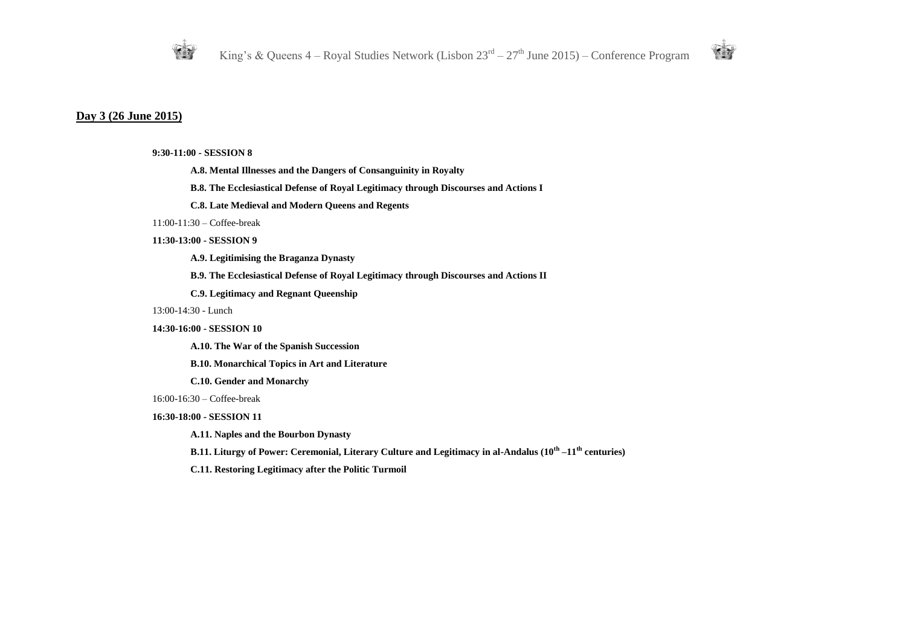## Day 3 (26 June 2015)

**9:30-11:00 - SESSION 8**

**A.8. Mental Illnesses and the Dangers of Consanguinity in Royalty**

**B.8. The Ecclesiastical Defense of Royal Legitimacy through Discourses and Actions I**

**C.8. Late Medieval and Modern Queens and Regents**

11:00-11:30 – Coffee-break

**11:30-13:00 - SESSION 9**

**A.9. Legitimising the Braganza Dynasty**

**B.9. The Ecclesiastical Defense of Royal Legitimacy through Discourses and Actions II**

**C.9. Legitimacy and Regnant Queenship**

13:00-14:30 - Lunch

**14:30-16:00 - SESSION 10**

**A.10. The War of the Spanish Succession**

**B.10. Monarchical Topics in Art and Literature**

**C.10. Gender and Monarchy**

16:00-16:30 – Coffee-break

**16:30-18:00 - SESSION 11**

**A.11. Naples and the Bourbon Dynasty**

**B.11. Liturgy of Power: Ceremonial, Literary Culture and Legitimacy in al-Andalus (10th –11th centuries)**

**C.11. Restoring Legitimacy after the Politic Turmoil**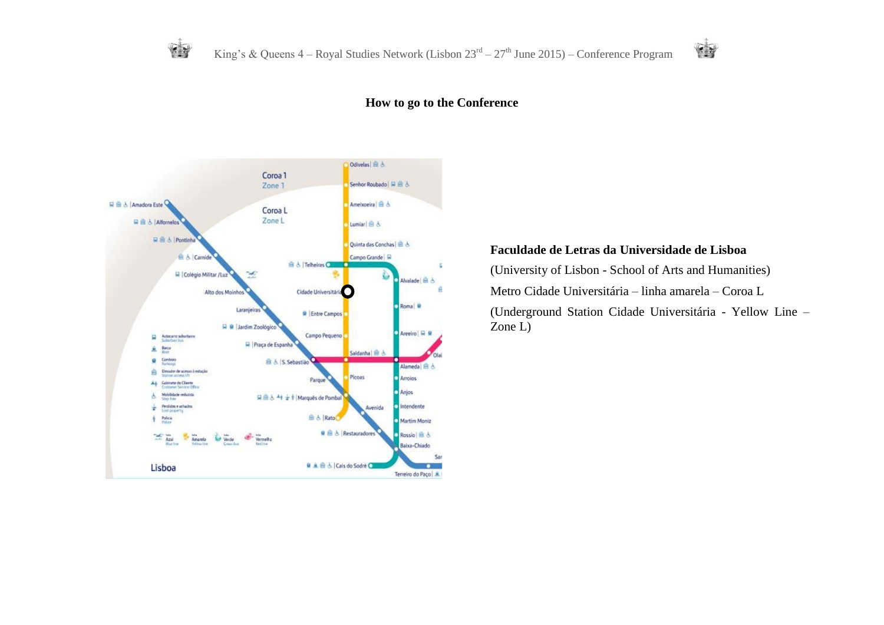**How to go to the Conference**

**Faculdade de Letras da Universidade de Lisboa**

(University of Lisbon - School of Arts and Humanities)

Metro Cidade Universitária – linha amarela – Coroa L

(Underground Station Cidade Universitária - Yellow Line – Zone L)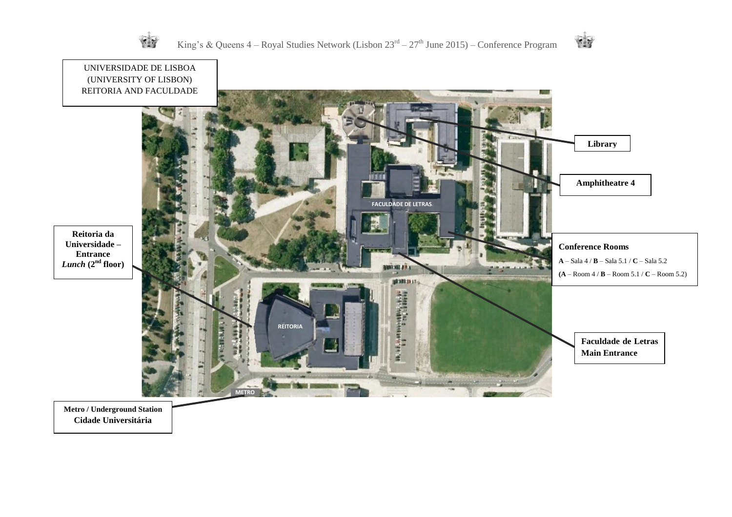UNIVERSIDADE DE LISBOA
(UNIVERSITY OF LISBON)
REITORIA AND FACULDADE

**Library**

**Amphitheatre 4**

FACULDADE DE LETRAS

**Reitoria da Universidade – Entrance**
***Lunch* (2nd floor)**

**Conference Rooms**

**A** – Sala 4 / **B** – Sala 5.1 / **C** – Sala 5.2

(**A** – Room 4 / **B** – Room 5.1 / **C** – Room 5.2)

REITORIA

**Faculdade de Letras Main Entrance**

METRO

**Metro / Underground Station**
**Cidade Universitária**